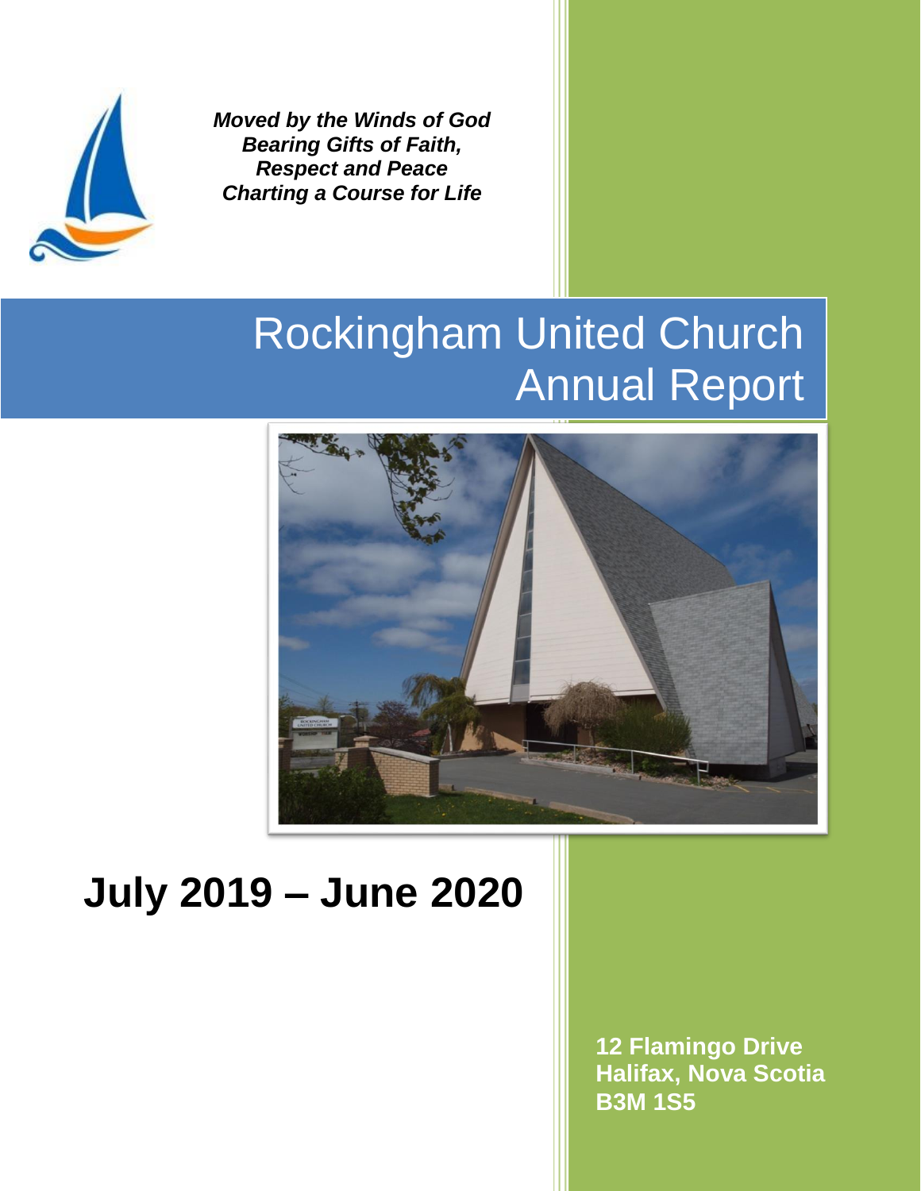***Moved by the Winds of God***
***Bearing Gifts of Faith,***
***Respect and Peace***
***Charting a Course for Life***

# Rockingham United Church Annual Report

# July 2019 – June 2020

**12 Flamingo Drive**
**Halifax, Nova Scotia**
**B3M 1S5**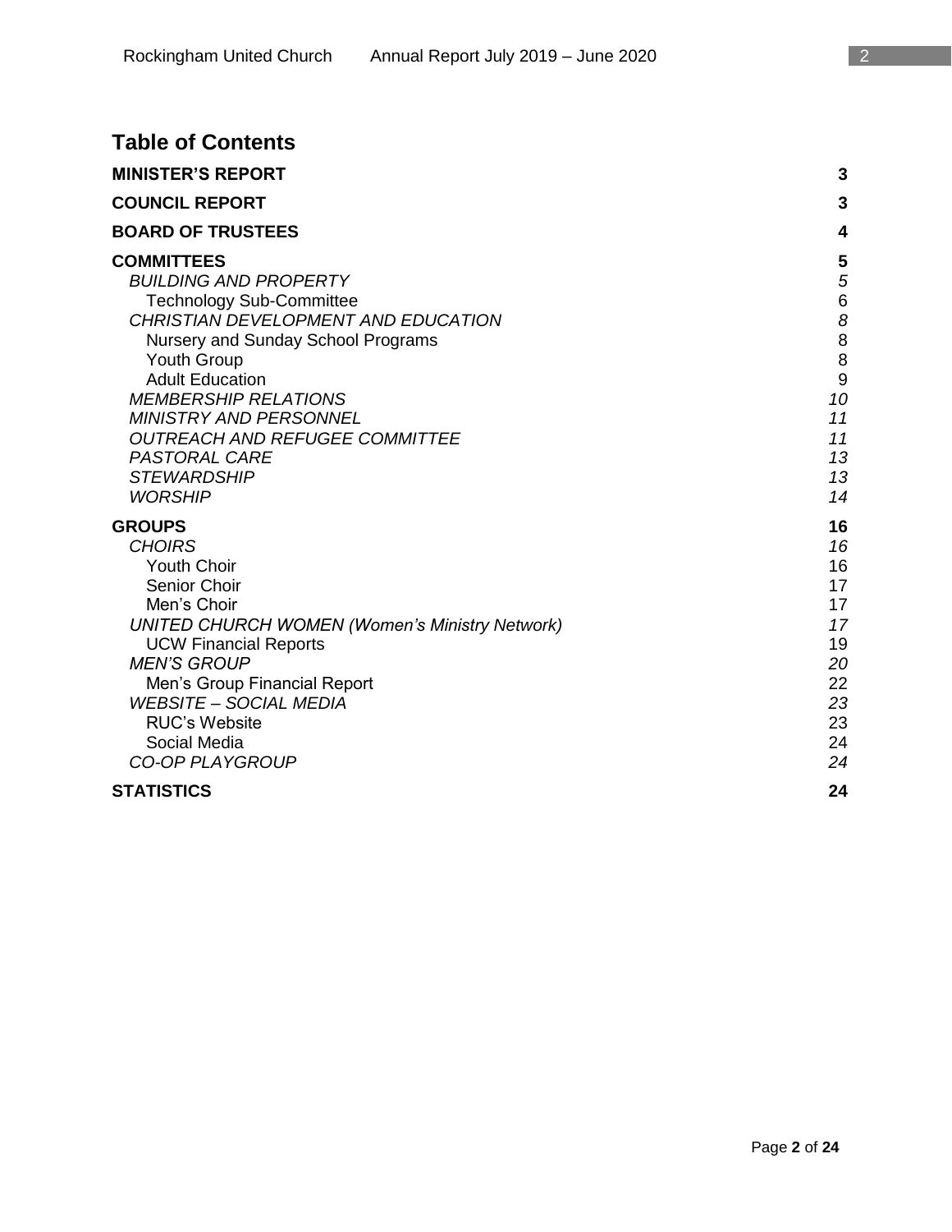# Table of Contents

| | |
|---|---|
| **MINISTER'S REPORT** | **3** |
| **COUNCIL REPORT** | **3** |
| **BOARD OF TRUSTEES** | **4** |
| **COMMITTEES** | **5** |
| *BUILDING AND PROPERTY* | *5* |
| Technology Sub-Committee | 6 |
| *CHRISTIAN DEVELOPMENT AND EDUCATION* | *8* |
| Nursery and Sunday School Programs | 8 |
| Youth Group | 8 |
| Adult Education | 9 |
| *MEMBERSHIP RELATIONS* | *10* |
| *MINISTRY AND PERSONNEL* | *11* |
| *OUTREACH AND REFUGEE COMMITTEE* | *11* |
| *PASTORAL CARE* | *13* |
| *STEWARDSHIP* | *13* |
| *WORSHIP* | *14* |
| **GROUPS** | **16** |
| *CHOIRS* | *16* |
| Youth Choir | 16 |
| Senior Choir | 17 |
| Men's Choir | 17 |
| *UNITED CHURCH WOMEN (Women's Ministry Network)* | *17* |
| UCW Financial Reports | 19 |
| *MEN'S GROUP* | *20* |
| Men's Group Financial Report | 22 |
| *WEBSITE – SOCIAL MEDIA* | *23* |
| RUC's Website | 23 |
| Social Media | 24 |
| *CO-OP PLAYGROUP* | *24* |
| **STATISTICS** | **24** |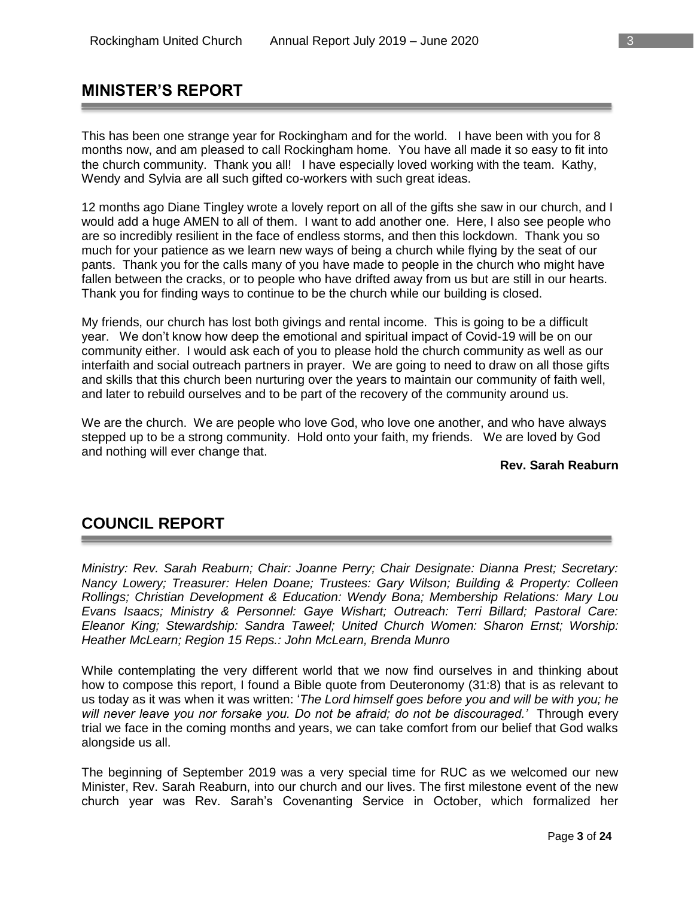## MINISTER'S REPORT

This has been one strange year for Rockingham and for the world. I have been with you for 8 months now, and am pleased to call Rockingham home. You have all made it so easy to fit into the church community. Thank you all! I have especially loved working with the team. Kathy, Wendy and Sylvia are all such gifted co-workers with such great ideas.

12 months ago Diane Tingley wrote a lovely report on all of the gifts she saw in our church, and I would add a huge AMEN to all of them. I want to add another one. Here, I also see people who are so incredibly resilient in the face of endless storms, and then this lockdown. Thank you so much for your patience as we learn new ways of being a church while flying by the seat of our pants. Thank you for the calls many of you have made to people in the church who might have fallen between the cracks, or to people who have drifted away from us but are still in our hearts. Thank you for finding ways to continue to be the church while our building is closed.

My friends, our church has lost both givings and rental income. This is going to be a difficult year. We don't know how deep the emotional and spiritual impact of Covid-19 will be on our community either. I would ask each of you to please hold the church community as well as our interfaith and social outreach partners in prayer. We are going to need to draw on all those gifts and skills that this church been nurturing over the years to maintain our community of faith well, and later to rebuild ourselves and to be part of the recovery of the community around us.

We are the church. We are people who love God, who love one another, and who have always stepped up to be a strong community. Hold onto your faith, my friends. We are loved by God and nothing will ever change that.

**Rev. Sarah Reaburn**

## COUNCIL REPORT

*Ministry: Rev. Sarah Reaburn; Chair: Joanne Perry; Chair Designate: Dianna Prest; Secretary: Nancy Lowery; Treasurer: Helen Doane; Trustees: Gary Wilson; Building & Property: Colleen Rollings; Christian Development & Education: Wendy Bona; Membership Relations: Mary Lou Evans Isaacs; Ministry & Personnel: Gaye Wishart; Outreach: Terri Billard; Pastoral Care: Eleanor King; Stewardship: Sandra Taweel; United Church Women: Sharon Ernst; Worship: Heather McLearn; Region 15 Reps.: John McLearn, Brenda Munro*

While contemplating the very different world that we now find ourselves in and thinking about how to compose this report, I found a Bible quote from Deuteronomy (31:8) that is as relevant to us today as it was when it was written: '*The Lord himself goes before you and will be with you; he will never leave you nor forsake you. Do not be afraid; do not be discouraged.'* Through every trial we face in the coming months and years, we can take comfort from our belief that God walks alongside us all.

The beginning of September 2019 was a very special time for RUC as we welcomed our new Minister, Rev. Sarah Reaburn, into our church and our lives. The first milestone event of the new church year was Rev. Sarah's Covenanting Service in October, which formalized her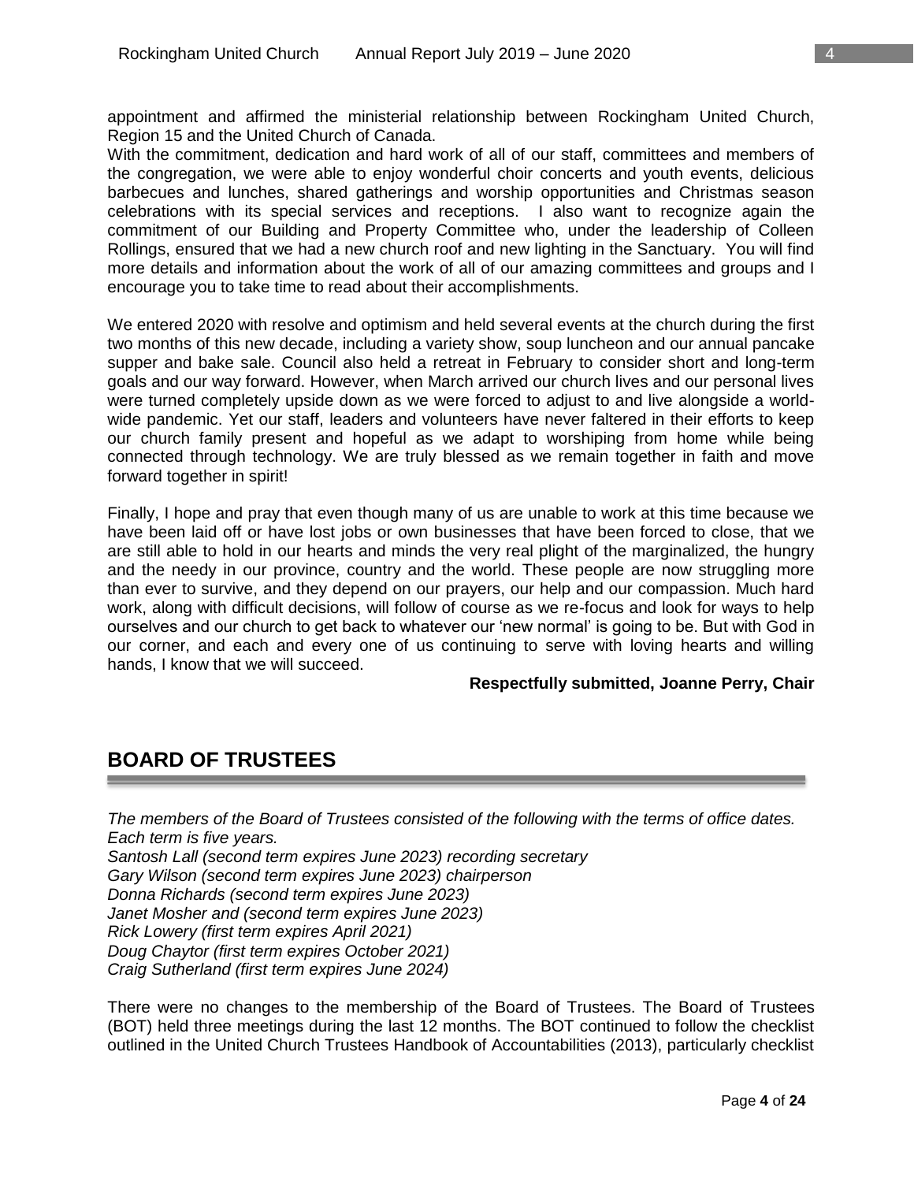appointment and affirmed the ministerial relationship between Rockingham United Church, Region 15 and the United Church of Canada.

With the commitment, dedication and hard work of all of our staff, committees and members of the congregation, we were able to enjoy wonderful choir concerts and youth events, delicious barbecues and lunches, shared gatherings and worship opportunities and Christmas season celebrations with its special services and receptions. I also want to recognize again the commitment of our Building and Property Committee who, under the leadership of Colleen Rollings, ensured that we had a new church roof and new lighting in the Sanctuary. You will find more details and information about the work of all of our amazing committees and groups and I encourage you to take time to read about their accomplishments.

We entered 2020 with resolve and optimism and held several events at the church during the first two months of this new decade, including a variety show, soup luncheon and our annual pancake supper and bake sale. Council also held a retreat in February to consider short and long-term goals and our way forward. However, when March arrived our church lives and our personal lives were turned completely upside down as we were forced to adjust to and live alongside a world-wide pandemic. Yet our staff, leaders and volunteers have never faltered in their efforts to keep our church family present and hopeful as we adapt to worshiping from home while being connected through technology. We are truly blessed as we remain together in faith and move forward together in spirit!

Finally, I hope and pray that even though many of us are unable to work at this time because we have been laid off or have lost jobs or own businesses that have been forced to close, that we are still able to hold in our hearts and minds the very real plight of the marginalized, the hungry and the needy in our province, country and the world. These people are now struggling more than ever to survive, and they depend on our prayers, our help and our compassion. Much hard work, along with difficult decisions, will follow of course as we re-focus and look for ways to help ourselves and our church to get back to whatever our 'new normal' is going to be. But with God in our corner, and each and every one of us continuing to serve with loving hearts and willing hands, I know that we will succeed.

**Respectfully submitted, Joanne Perry, Chair**

## BOARD OF TRUSTEES

*The members of the Board of Trustees consisted of the following with the terms of office dates. Each term is five years.*
*Santosh Lall (second term expires June 2023) recording secretary*
*Gary Wilson (second term expires June 2023) chairperson*
*Donna Richards (second term expires June 2023)*
*Janet Mosher and (second term expires June 2023)*
*Rick Lowery (first term expires April 2021)*
*Doug Chaytor (first term expires October 2021)*
*Craig Sutherland (first term expires June 2024)*

There were no changes to the membership of the Board of Trustees. The Board of Trustees (BOT) held three meetings during the last 12 months. The BOT continued to follow the checklist outlined in the United Church Trustees Handbook of Accountabilities (2013), particularly checklist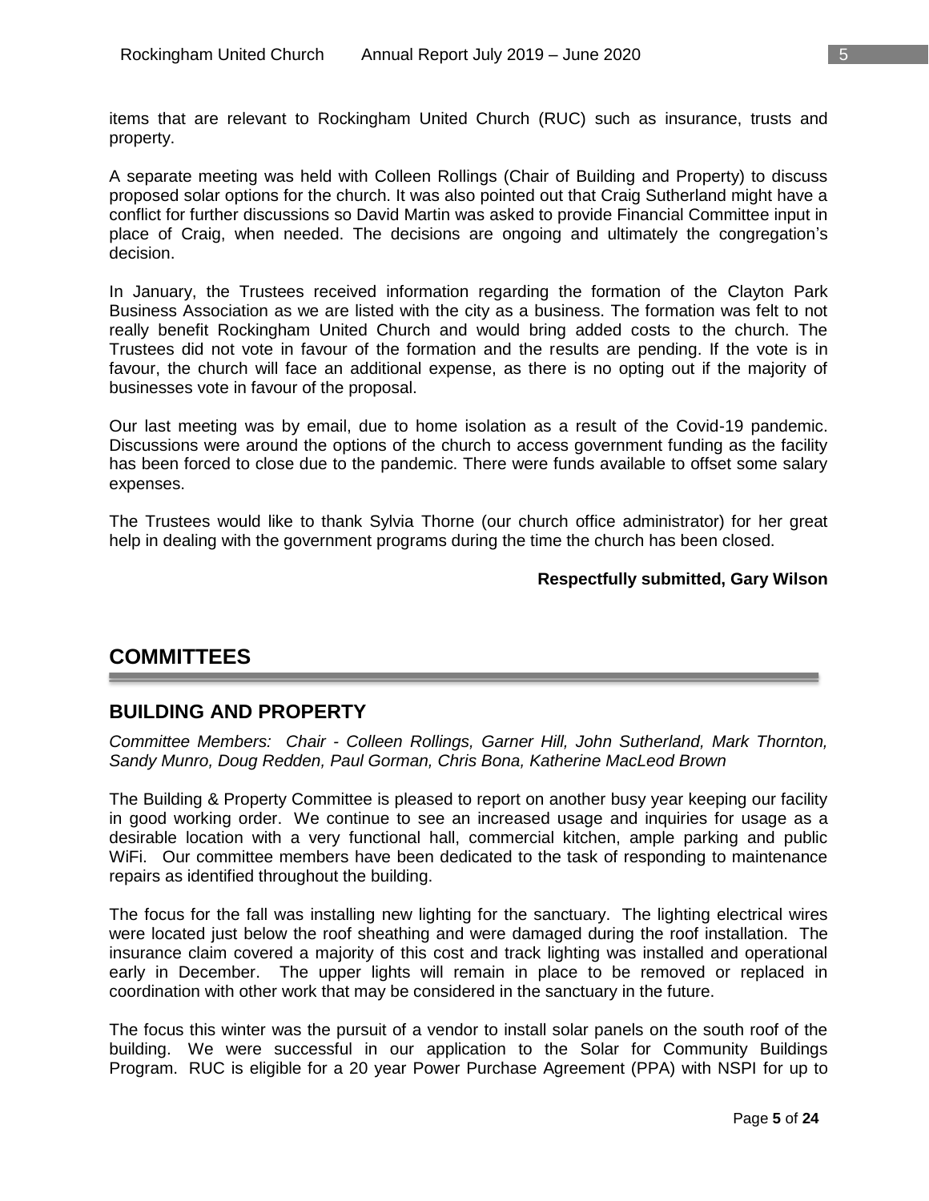items that are relevant to Rockingham United Church (RUC) such as insurance, trusts and property.

A separate meeting was held with Colleen Rollings (Chair of Building and Property) to discuss proposed solar options for the church. It was also pointed out that Craig Sutherland might have a conflict for further discussions so David Martin was asked to provide Financial Committee input in place of Craig, when needed. The decisions are ongoing and ultimately the congregation's decision.

In January, the Trustees received information regarding the formation of the Clayton Park Business Association as we are listed with the city as a business. The formation was felt to not really benefit Rockingham United Church and would bring added costs to the church. The Trustees did not vote in favour of the formation and the results are pending. If the vote is in favour, the church will face an additional expense, as there is no opting out if the majority of businesses vote in favour of the proposal.

Our last meeting was by email, due to home isolation as a result of the Covid-19 pandemic. Discussions were around the options of the church to access government funding as the facility has been forced to close due to the pandemic. There were funds available to offset some salary expenses.

The Trustees would like to thank Sylvia Thorne (our church office administrator) for her great help in dealing with the government programs during the time the church has been closed.

**Respectfully submitted, Gary Wilson**

# COMMITTEES

## BUILDING AND PROPERTY

*Committee Members: Chair - Colleen Rollings, Garner Hill, John Sutherland, Mark Thornton, Sandy Munro, Doug Redden, Paul Gorman, Chris Bona, Katherine MacLeod Brown*

The Building & Property Committee is pleased to report on another busy year keeping our facility in good working order. We continue to see an increased usage and inquiries for usage as a desirable location with a very functional hall, commercial kitchen, ample parking and public WiFi. Our committee members have been dedicated to the task of responding to maintenance repairs as identified throughout the building.

The focus for the fall was installing new lighting for the sanctuary. The lighting electrical wires were located just below the roof sheathing and were damaged during the roof installation. The insurance claim covered a majority of this cost and track lighting was installed and operational early in December. The upper lights will remain in place to be removed or replaced in coordination with other work that may be considered in the sanctuary in the future.

The focus this winter was the pursuit of a vendor to install solar panels on the south roof of the building. We were successful in our application to the Solar for Community Buildings Program. RUC is eligible for a 20 year Power Purchase Agreement (PPA) with NSPI for up to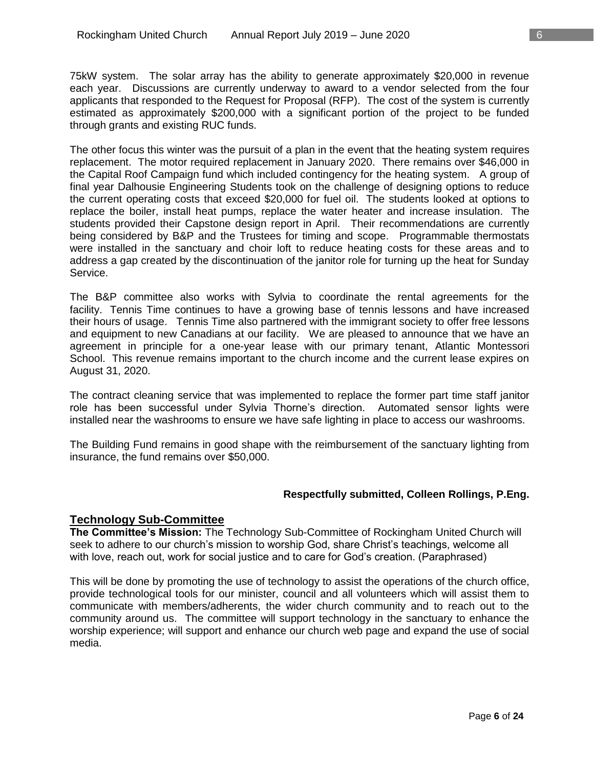75kW system. The solar array has the ability to generate approximately $20,000 in revenue each year. Discussions are currently underway to award to a vendor selected from the four applicants that responded to the Request for Proposal (RFP). The cost of the system is currently estimated as approximately $200,000 with a significant portion of the project to be funded through grants and existing RUC funds.

The other focus this winter was the pursuit of a plan in the event that the heating system requires replacement. The motor required replacement in January 2020. There remains over $46,000 in the Capital Roof Campaign fund which included contingency for the heating system. A group of final year Dalhousie Engineering Students took on the challenge of designing options to reduce the current operating costs that exceed $20,000 for fuel oil. The students looked at options to replace the boiler, install heat pumps, replace the water heater and increase insulation. The students provided their Capstone design report in April. Their recommendations are currently being considered by B&P and the Trustees for timing and scope. Programmable thermostats were installed in the sanctuary and choir loft to reduce heating costs for these areas and to address a gap created by the discontinuation of the janitor role for turning up the heat for Sunday Service.

The B&P committee also works with Sylvia to coordinate the rental agreements for the facility. Tennis Time continues to have a growing base of tennis lessons and have increased their hours of usage. Tennis Time also partnered with the immigrant society to offer free lessons and equipment to new Canadians at our facility. We are pleased to announce that we have an agreement in principle for a one-year lease with our primary tenant, Atlantic Montessori School. This revenue remains important to the church income and the current lease expires on August 31, 2020.

The contract cleaning service that was implemented to replace the former part time staff janitor role has been successful under Sylvia Thorne's direction. Automated sensor lights were installed near the washrooms to ensure we have safe lighting in place to access our washrooms.

The Building Fund remains in good shape with the reimbursement of the sanctuary lighting from insurance, the fund remains over $50,000.

**Respectfully submitted, Colleen Rollings, P.Eng.**

## Technology Sub-Committee

**The Committee's Mission:** The Technology Sub-Committee of Rockingham United Church will seek to adhere to our church's mission to worship God, share Christ's teachings, welcome all with love, reach out, work for social justice and to care for God's creation. (Paraphrased)

This will be done by promoting the use of technology to assist the operations of the church office, provide technological tools for our minister, council and all volunteers which will assist them to communicate with members/adherents, the wider church community and to reach out to the community around us. The committee will support technology in the sanctuary to enhance the worship experience; will support and enhance our church web page and expand the use of social media.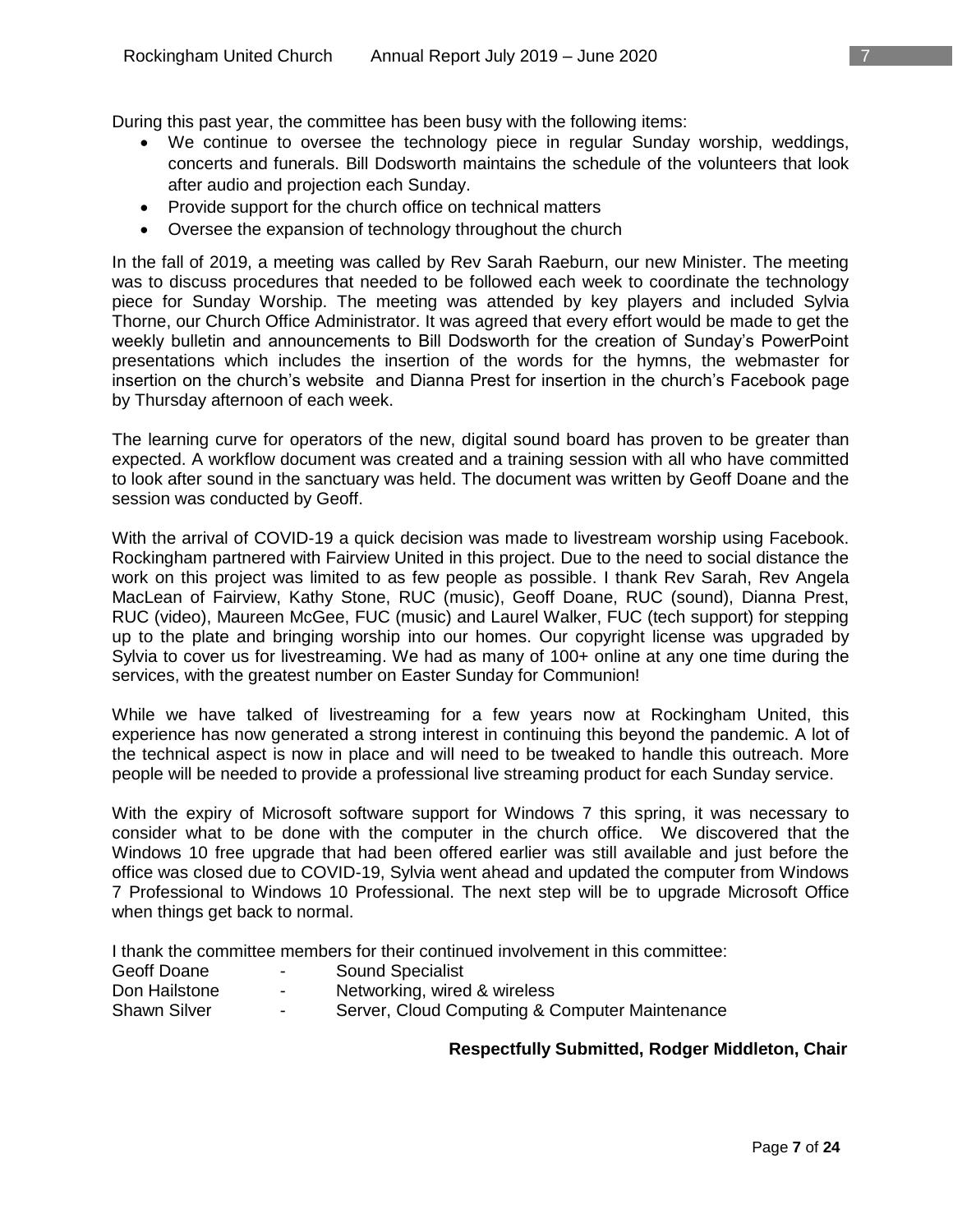During this past year, the committee has been busy with the following items:

- We continue to oversee the technology piece in regular Sunday worship, weddings, concerts and funerals. Bill Dodsworth maintains the schedule of the volunteers that look after audio and projection each Sunday.
- Provide support for the church office on technical matters
- Oversee the expansion of technology throughout the church

In the fall of 2019, a meeting was called by Rev Sarah Raeburn, our new Minister. The meeting was to discuss procedures that needed to be followed each week to coordinate the technology piece for Sunday Worship. The meeting was attended by key players and included Sylvia Thorne, our Church Office Administrator. It was agreed that every effort would be made to get the weekly bulletin and announcements to Bill Dodsworth for the creation of Sunday's PowerPoint presentations which includes the insertion of the words for the hymns, the webmaster for insertion on the church's website and Dianna Prest for insertion in the church's Facebook page by Thursday afternoon of each week.

The learning curve for operators of the new, digital sound board has proven to be greater than expected. A workflow document was created and a training session with all who have committed to look after sound in the sanctuary was held. The document was written by Geoff Doane and the session was conducted by Geoff.

With the arrival of COVID-19 a quick decision was made to livestream worship using Facebook. Rockingham partnered with Fairview United in this project. Due to the need to social distance the work on this project was limited to as few people as possible. I thank Rev Sarah, Rev Angela MacLean of Fairview, Kathy Stone, RUC (music), Geoff Doane, RUC (sound), Dianna Prest, RUC (video), Maureen McGee, FUC (music) and Laurel Walker, FUC (tech support) for stepping up to the plate and bringing worship into our homes. Our copyright license was upgraded by Sylvia to cover us for livestreaming. We had as many of 100+ online at any one time during the services, with the greatest number on Easter Sunday for Communion!

While we have talked of livestreaming for a few years now at Rockingham United, this experience has now generated a strong interest in continuing this beyond the pandemic. A lot of the technical aspect is now in place and will need to be tweaked to handle this outreach. More people will be needed to provide a professional live streaming product for each Sunday service.

With the expiry of Microsoft software support for Windows 7 this spring, it was necessary to consider what to be done with the computer in the church office. We discovered that the Windows 10 free upgrade that had been offered earlier was still available and just before the office was closed due to COVID-19, Sylvia went ahead and updated the computer from Windows 7 Professional to Windows 10 Professional. The next step will be to upgrade Microsoft Office when things get back to normal.

I thank the committee members for their continued involvement in this committee:

Geoff Doane - Sound Specialist
Don Hailstone - Networking, wired & wireless
Shawn Silver - Server, Cloud Computing & Computer Maintenance

**Respectfully Submitted, Rodger Middleton, Chair**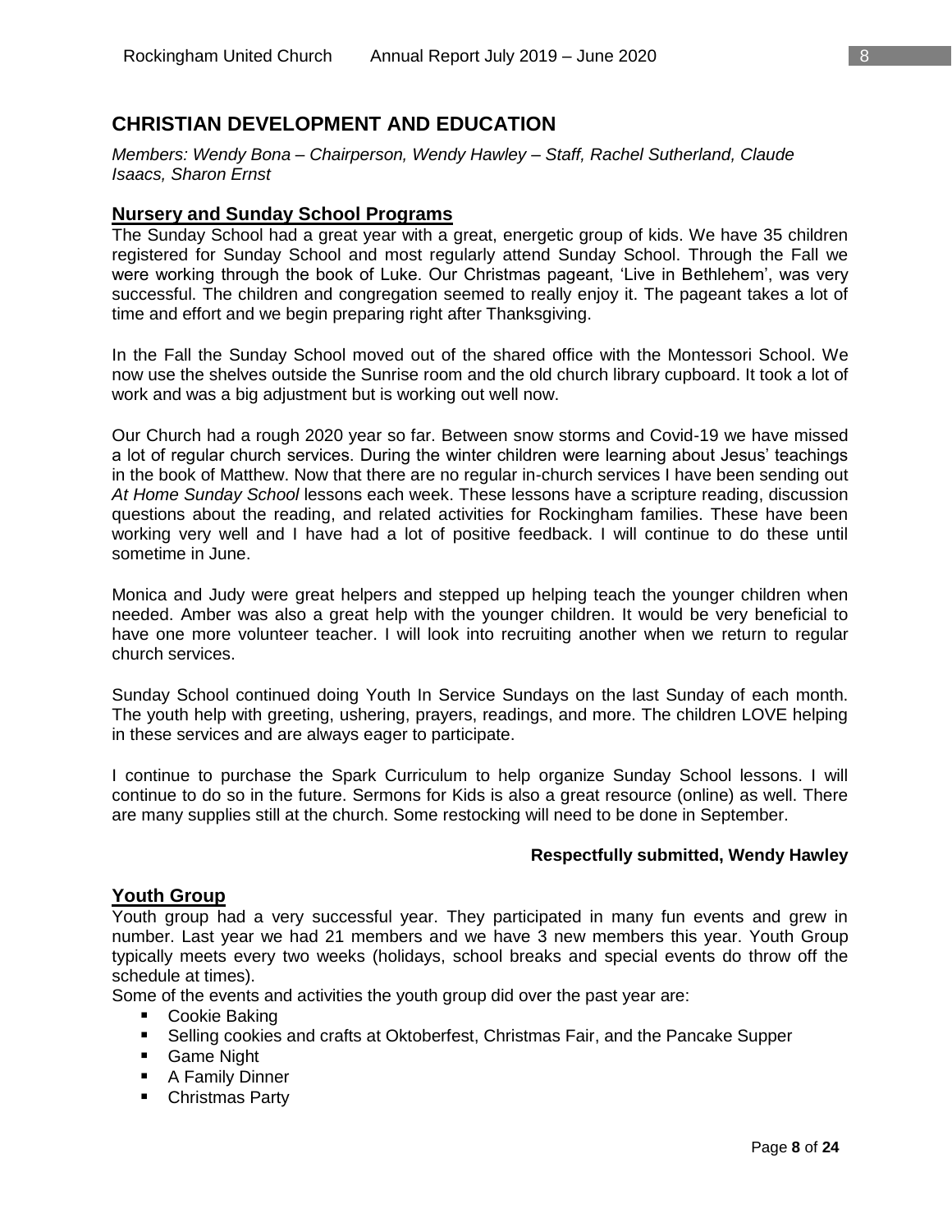## CHRISTIAN DEVELOPMENT AND EDUCATION

*Members: Wendy Bona – Chairperson, Wendy Hawley – Staff, Rachel Sutherland, Claude Isaacs, Sharon Ernst*

### Nursery and Sunday School Programs

The Sunday School had a great year with a great, energetic group of kids. We have 35 children registered for Sunday School and most regularly attend Sunday School. Through the Fall we were working through the book of Luke. Our Christmas pageant, 'Live in Bethlehem', was very successful. The children and congregation seemed to really enjoy it. The pageant takes a lot of time and effort and we begin preparing right after Thanksgiving.

In the Fall the Sunday School moved out of the shared office with the Montessori School. We now use the shelves outside the Sunrise room and the old church library cupboard. It took a lot of work and was a big adjustment but is working out well now.

Our Church had a rough 2020 year so far. Between snow storms and Covid-19 we have missed a lot of regular church services. During the winter children were learning about Jesus' teachings in the book of Matthew. Now that there are no regular in-church services I have been sending out *At Home Sunday School* lessons each week. These lessons have a scripture reading, discussion questions about the reading, and related activities for Rockingham families. These have been working very well and I have had a lot of positive feedback. I will continue to do these until sometime in June.

Monica and Judy were great helpers and stepped up helping teach the younger children when needed. Amber was also a great help with the younger children. It would be very beneficial to have one more volunteer teacher. I will look into recruiting another when we return to regular church services.

Sunday School continued doing Youth In Service Sundays on the last Sunday of each month. The youth help with greeting, ushering, prayers, readings, and more. The children LOVE helping in these services and are always eager to participate.

I continue to purchase the Spark Curriculum to help organize Sunday School lessons. I will continue to do so in the future. Sermons for Kids is also a great resource (online) as well. There are many supplies still at the church. Some restocking will need to be done in September.

**Respectfully submitted, Wendy Hawley**

### Youth Group

Youth group had a very successful year. They participated in many fun events and grew in number. Last year we had 21 members and we have 3 new members this year. Youth Group typically meets every two weeks (holidays, school breaks and special events do throw off the schedule at times).

Some of the events and activities the youth group did over the past year are:

- Cookie Baking
- Selling cookies and crafts at Oktoberfest, Christmas Fair, and the Pancake Supper
- Game Night
- A Family Dinner
- Christmas Party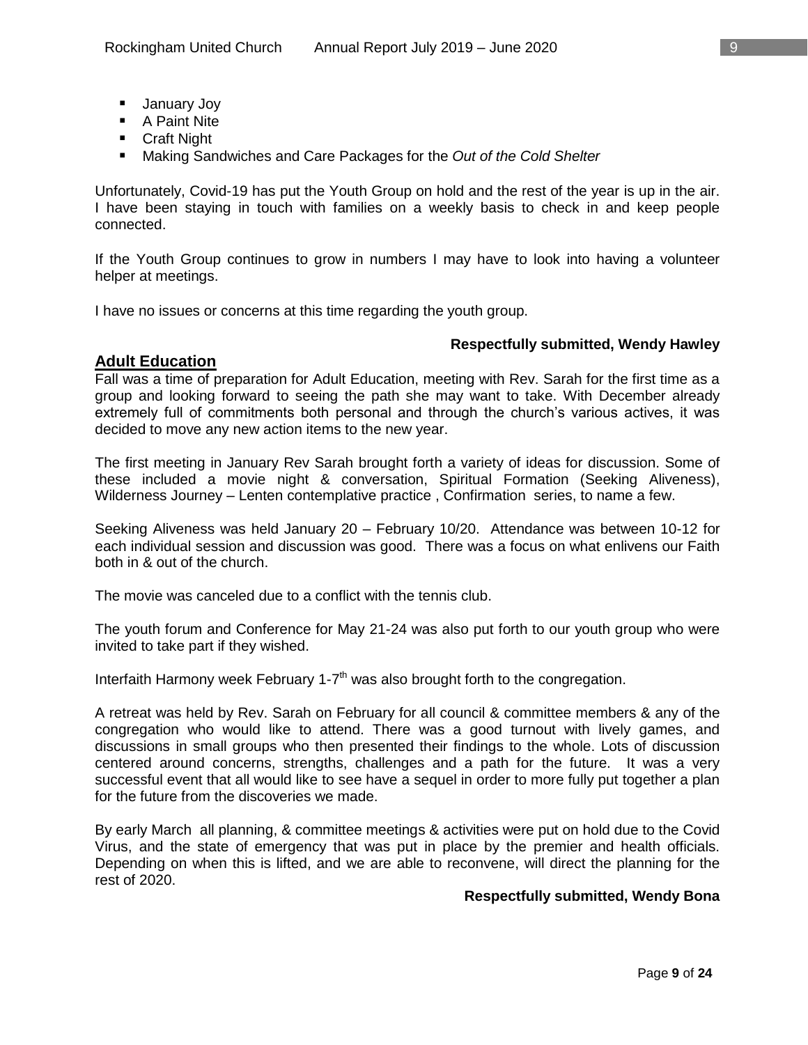- January Joy
- A Paint Nite
- Craft Night
- Making Sandwiches and Care Packages for the *Out of the Cold Shelter*

Unfortunately, Covid-19 has put the Youth Group on hold and the rest of the year is up in the air. I have been staying in touch with families on a weekly basis to check in and keep people connected.

If the Youth Group continues to grow in numbers I may have to look into having a volunteer helper at meetings.

I have no issues or concerns at this time regarding the youth group.

**Respectfully submitted, Wendy Hawley**

## Adult Education

Fall was a time of preparation for Adult Education, meeting with Rev. Sarah for the first time as a group and looking forward to seeing the path she may want to take. With December already extremely full of commitments both personal and through the church's various actives, it was decided to move any new action items to the new year.

The first meeting in January Rev Sarah brought forth a variety of ideas for discussion. Some of these included a movie night & conversation, Spiritual Formation (Seeking Aliveness), Wilderness Journey – Lenten contemplative practice , Confirmation series, to name a few.

Seeking Aliveness was held January 20 – February 10/20. Attendance was between 10-12 for each individual session and discussion was good. There was a focus on what enlivens our Faith both in & out of the church.

The movie was canceled due to a conflict with the tennis club.

The youth forum and Conference for May 21-24 was also put forth to our youth group who were invited to take part if they wished.

Interfaith Harmony week February 1-7th was also brought forth to the congregation.

A retreat was held by Rev. Sarah on February for all council & committee members & any of the congregation who would like to attend. There was a good turnout with lively games, and discussions in small groups who then presented their findings to the whole. Lots of discussion centered around concerns, strengths, challenges and a path for the future. It was a very successful event that all would like to see have a sequel in order to more fully put together a plan for the future from the discoveries we made.

By early March all planning, & committee meetings & activities were put on hold due to the Covid Virus, and the state of emergency that was put in place by the premier and health officials. Depending on when this is lifted, and we are able to reconvene, will direct the planning for the rest of 2020.

**Respectfully submitted, Wendy Bona**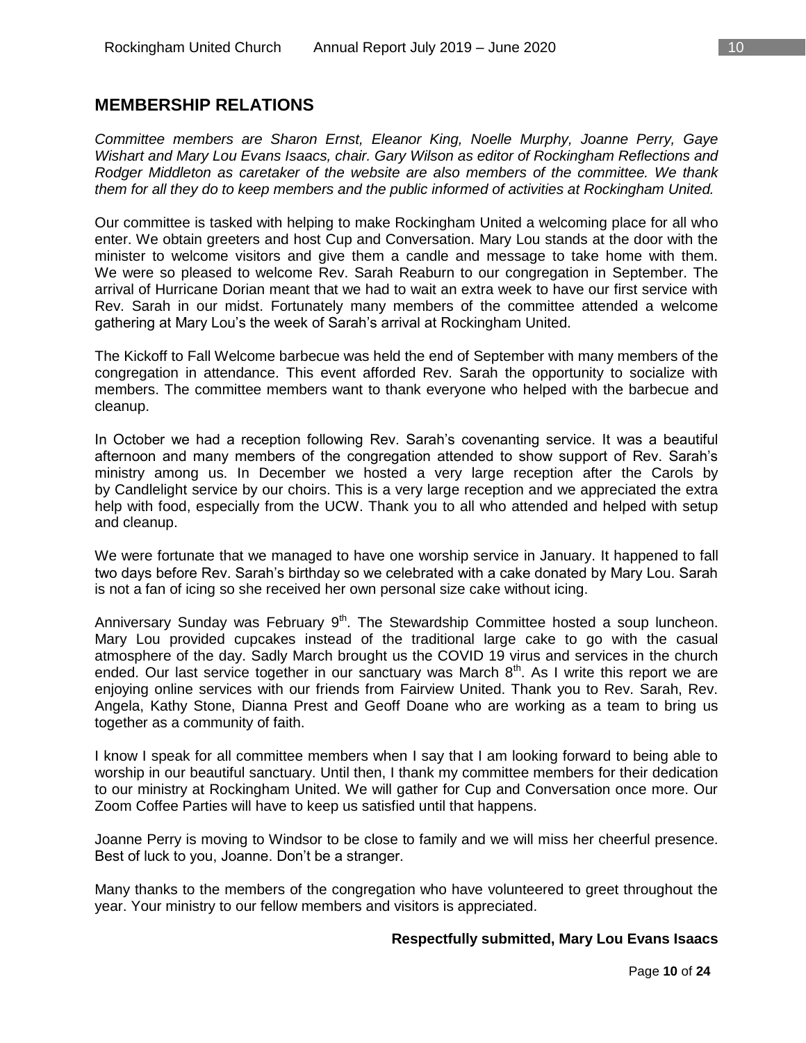## MEMBERSHIP RELATIONS

*Committee members are Sharon Ernst, Eleanor King, Noelle Murphy, Joanne Perry, Gaye Wishart and Mary Lou Evans Isaacs, chair. Gary Wilson as editor of Rockingham Reflections and Rodger Middleton as caretaker of the website are also members of the committee. We thank them for all they do to keep members and the public informed of activities at Rockingham United.*

Our committee is tasked with helping to make Rockingham United a welcoming place for all who enter. We obtain greeters and host Cup and Conversation. Mary Lou stands at the door with the minister to welcome visitors and give them a candle and message to take home with them. We were so pleased to welcome Rev. Sarah Reaburn to our congregation in September. The arrival of Hurricane Dorian meant that we had to wait an extra week to have our first service with Rev. Sarah in our midst. Fortunately many members of the committee attended a welcome gathering at Mary Lou's the week of Sarah's arrival at Rockingham United.

The Kickoff to Fall Welcome barbecue was held the end of September with many members of the congregation in attendance. This event afforded Rev. Sarah the opportunity to socialize with members. The committee members want to thank everyone who helped with the barbecue and cleanup.

In October we had a reception following Rev. Sarah's covenanting service. It was a beautiful afternoon and many members of the congregation attended to show support of Rev. Sarah's ministry among us. In December we hosted a very large reception after the Carols by by Candlelight service by our choirs. This is a very large reception and we appreciated the extra help with food, especially from the UCW. Thank you to all who attended and helped with setup and cleanup.

We were fortunate that we managed to have one worship service in January. It happened to fall two days before Rev. Sarah's birthday so we celebrated with a cake donated by Mary Lou. Sarah is not a fan of icing so she received her own personal size cake without icing.

Anniversary Sunday was February 9th. The Stewardship Committee hosted a soup luncheon. Mary Lou provided cupcakes instead of the traditional large cake to go with the casual atmosphere of the day. Sadly March brought us the COVID 19 virus and services in the church ended. Our last service together in our sanctuary was March 8th. As I write this report we are enjoying online services with our friends from Fairview United. Thank you to Rev. Sarah, Rev. Angela, Kathy Stone, Dianna Prest and Geoff Doane who are working as a team to bring us together as a community of faith.

I know I speak for all committee members when I say that I am looking forward to being able to worship in our beautiful sanctuary. Until then, I thank my committee members for their dedication to our ministry at Rockingham United. We will gather for Cup and Conversation once more. Our Zoom Coffee Parties will have to keep us satisfied until that happens.

Joanne Perry is moving to Windsor to be close to family and we will miss her cheerful presence. Best of luck to you, Joanne. Don't be a stranger.

Many thanks to the members of the congregation who have volunteered to greet throughout the year. Your ministry to our fellow members and visitors is appreciated.

**Respectfully submitted, Mary Lou Evans Isaacs**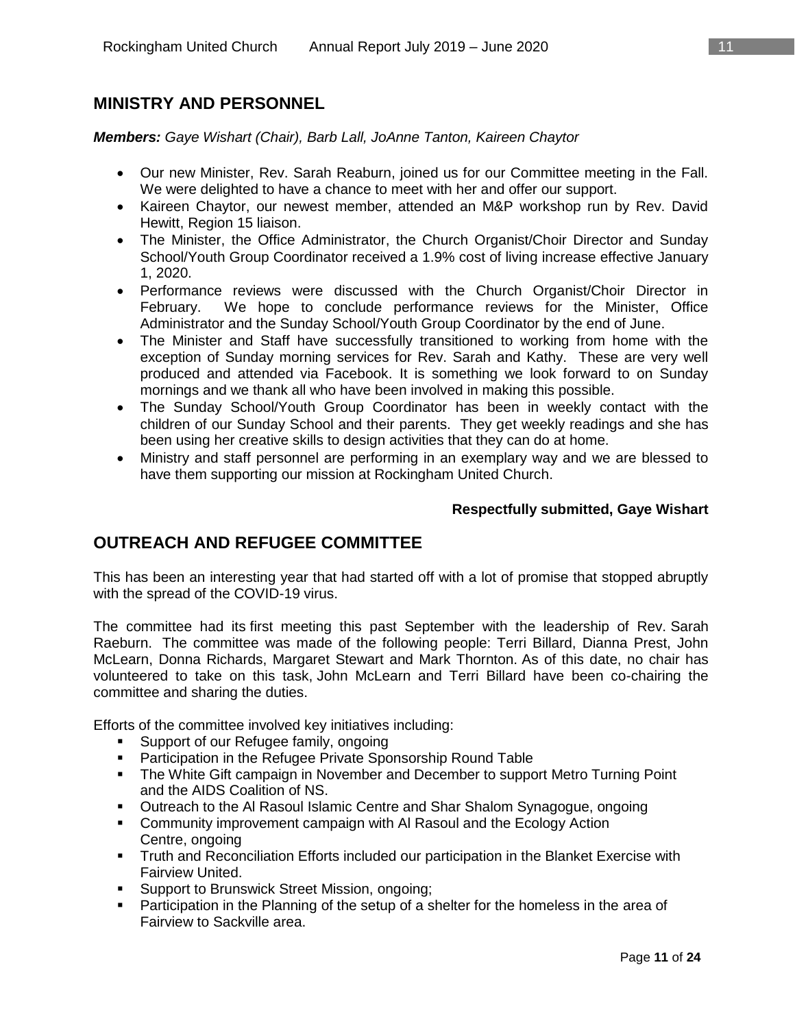## MINISTRY AND PERSONNEL

***Members:*** *Gaye Wishart (Chair), Barb Lall, JoAnne Tanton, Kaireen Chaytor*

- Our new Minister, Rev. Sarah Reaburn, joined us for our Committee meeting in the Fall. We were delighted to have a chance to meet with her and offer our support.
- Kaireen Chaytor, our newest member, attended an M&P workshop run by Rev. David Hewitt, Region 15 liaison.
- The Minister, the Office Administrator, the Church Organist/Choir Director and Sunday School/Youth Group Coordinator received a 1.9% cost of living increase effective January 1, 2020.
- Performance reviews were discussed with the Church Organist/Choir Director in February. We hope to conclude performance reviews for the Minister, Office Administrator and the Sunday School/Youth Group Coordinator by the end of June.
- The Minister and Staff have successfully transitioned to working from home with the exception of Sunday morning services for Rev. Sarah and Kathy. These are very well produced and attended via Facebook. It is something we look forward to on Sunday mornings and we thank all who have been involved in making this possible.
- The Sunday School/Youth Group Coordinator has been in weekly contact with the children of our Sunday School and their parents. They get weekly readings and she has been using her creative skills to design activities that they can do at home.
- Ministry and staff personnel are performing in an exemplary way and we are blessed to have them supporting our mission at Rockingham United Church.

**Respectfully submitted, Gaye Wishart**

## OUTREACH AND REFUGEE COMMITTEE

This has been an interesting year that had started off with a lot of promise that stopped abruptly with the spread of the COVID-19 virus.

The committee had its first meeting this past September with the leadership of Rev. Sarah Raeburn. The committee was made of the following people: Terri Billard, Dianna Prest, John McLearn, Donna Richards, Margaret Stewart and Mark Thornton. As of this date, no chair has volunteered to take on this task, John McLearn and Terri Billard have been co-chairing the committee and sharing the duties.

Efforts of the committee involved key initiatives including:

- Support of our Refugee family, ongoing
- Participation in the Refugee Private Sponsorship Round Table
- The White Gift campaign in November and December to support Metro Turning Point and the AIDS Coalition of NS.
- Outreach to the Al Rasoul Islamic Centre and Shar Shalom Synagogue, ongoing
- Community improvement campaign with Al Rasoul and the Ecology Action Centre, ongoing
- Truth and Reconciliation Efforts included our participation in the Blanket Exercise with Fairview United.
- Support to Brunswick Street Mission, ongoing;
- Participation in the Planning of the setup of a shelter for the homeless in the area of Fairview to Sackville area.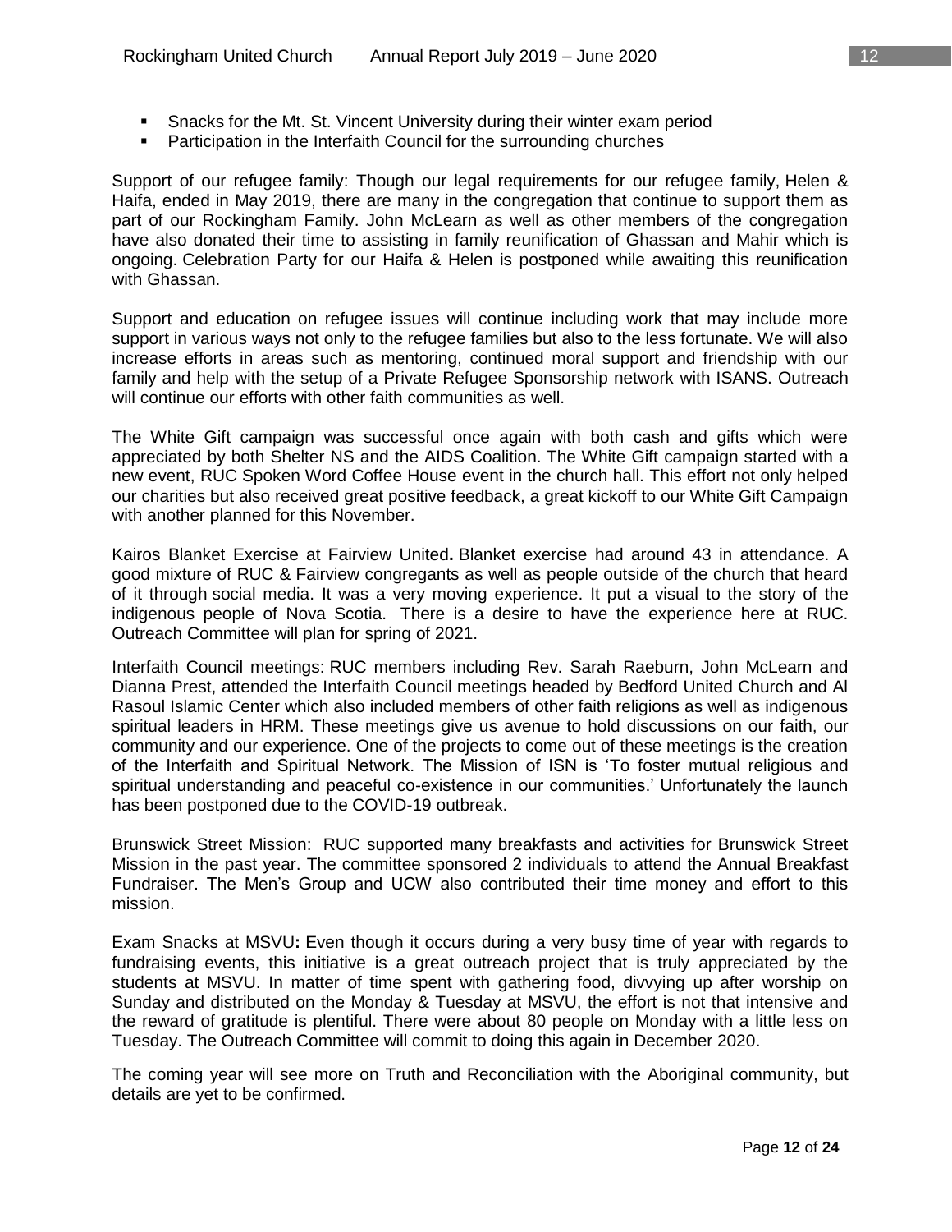- Snacks for the Mt. St. Vincent University during their winter exam period
- Participation in the Interfaith Council for the surrounding churches

Support of our refugee family: Though our legal requirements for our refugee family, Helen & Haifa, ended in May 2019, there are many in the congregation that continue to support them as part of our Rockingham Family. John McLearn as well as other members of the congregation have also donated their time to assisting in family reunification of Ghassan and Mahir which is ongoing. Celebration Party for our Haifa & Helen is postponed while awaiting this reunification with Ghassan.

Support and education on refugee issues will continue including work that may include more support in various ways not only to the refugee families but also to the less fortunate. We will also increase efforts in areas such as mentoring, continued moral support and friendship with our family and help with the setup of a Private Refugee Sponsorship network with ISANS. Outreach will continue our efforts with other faith communities as well.

The White Gift campaign was successful once again with both cash and gifts which were appreciated by both Shelter NS and the AIDS Coalition. The White Gift campaign started with a new event, RUC Spoken Word Coffee House event in the church hall. This effort not only helped our charities but also received great positive feedback, a great kickoff to our White Gift Campaign with another planned for this November.

Kairos Blanket Exercise at Fairview United**.** Blanket exercise had around 43 in attendance. A good mixture of RUC & Fairview congregants as well as people outside of the church that heard of it through social media. It was a very moving experience. It put a visual to the story of the indigenous people of Nova Scotia. There is a desire to have the experience here at RUC. Outreach Committee will plan for spring of 2021.

Interfaith Council meetings: RUC members including Rev. Sarah Raeburn, John McLearn and Dianna Prest, attended the Interfaith Council meetings headed by Bedford United Church and Al Rasoul Islamic Center which also included members of other faith religions as well as indigenous spiritual leaders in HRM. These meetings give us avenue to hold discussions on our faith, our community and our experience. One of the projects to come out of these meetings is the creation of the Interfaith and Spiritual Network. The Mission of ISN is 'To foster mutual religious and spiritual understanding and peaceful co-existence in our communities.' Unfortunately the launch has been postponed due to the COVID-19 outbreak.

Brunswick Street Mission: RUC supported many breakfasts and activities for Brunswick Street Mission in the past year. The committee sponsored 2 individuals to attend the Annual Breakfast Fundraiser. The Men's Group and UCW also contributed their time money and effort to this mission.

Exam Snacks at MSVU**:** Even though it occurs during a very busy time of year with regards to fundraising events, this initiative is a great outreach project that is truly appreciated by the students at MSVU. In matter of time spent with gathering food, divvying up after worship on Sunday and distributed on the Monday & Tuesday at MSVU, the effort is not that intensive and the reward of gratitude is plentiful. There were about 80 people on Monday with a little less on Tuesday. The Outreach Committee will commit to doing this again in December 2020.

The coming year will see more on Truth and Reconciliation with the Aboriginal community, but details are yet to be confirmed.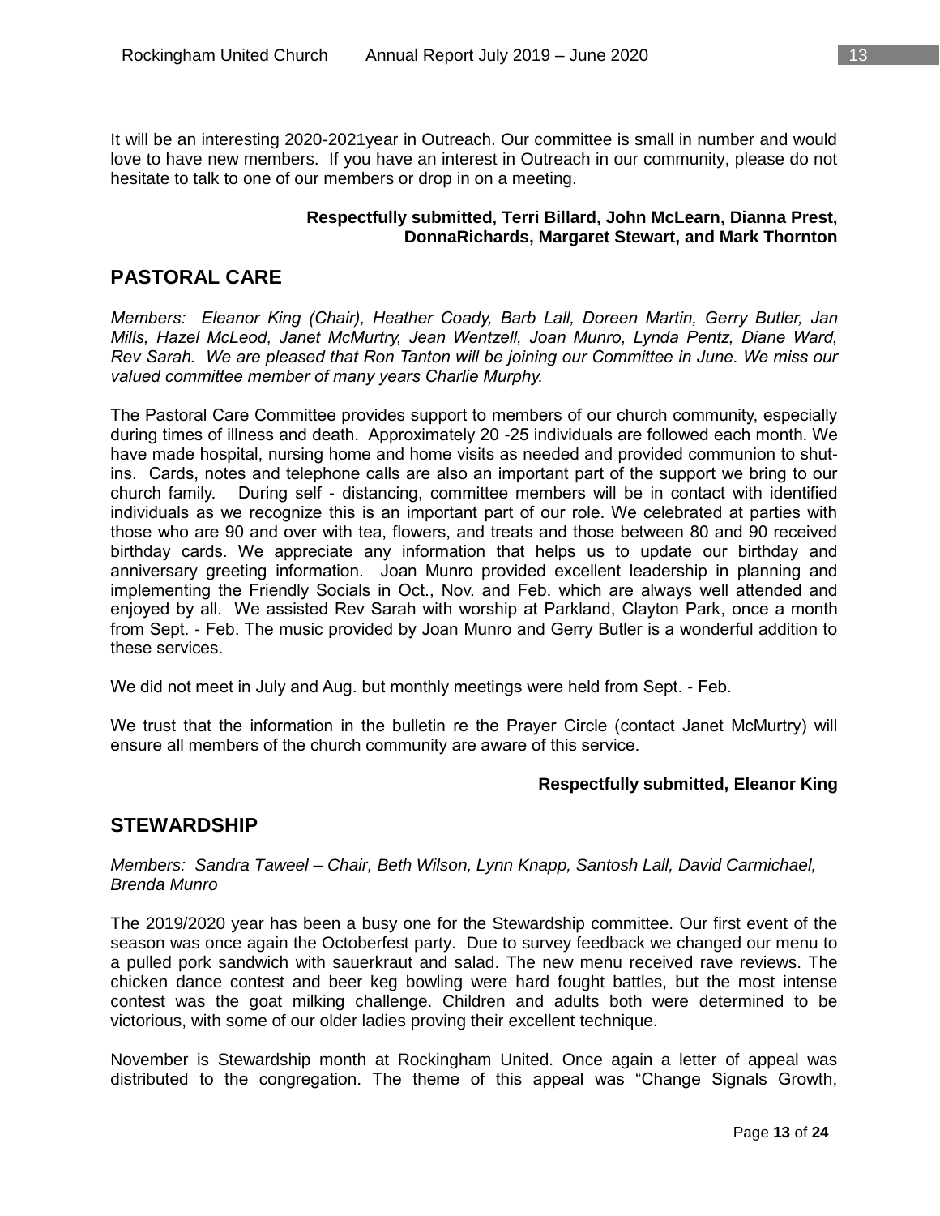It will be an interesting 2020-2021year in Outreach. Our committee is small in number and would love to have new members. If you have an interest in Outreach in our community, please do not hesitate to talk to one of our members or drop in on a meeting.

**Respectfully submitted, Terri Billard, John McLearn, Dianna Prest, DonnaRichards, Margaret Stewart, and Mark Thornton**

## PASTORAL CARE

*Members: Eleanor King (Chair), Heather Coady, Barb Lall, Doreen Martin, Gerry Butler, Jan Mills, Hazel McLeod, Janet McMurtry, Jean Wentzell, Joan Munro, Lynda Pentz, Diane Ward, Rev Sarah. We are pleased that Ron Tanton will be joining our Committee in June. We miss our valued committee member of many years Charlie Murphy.*

The Pastoral Care Committee provides support to members of our church community, especially during times of illness and death. Approximately 20 -25 individuals are followed each month. We have made hospital, nursing home and home visits as needed and provided communion to shut-ins. Cards, notes and telephone calls are also an important part of the support we bring to our church family. During self - distancing, committee members will be in contact with identified individuals as we recognize this is an important part of our role. We celebrated at parties with those who are 90 and over with tea, flowers, and treats and those between 80 and 90 received birthday cards. We appreciate any information that helps us to update our birthday and anniversary greeting information. Joan Munro provided excellent leadership in planning and implementing the Friendly Socials in Oct., Nov. and Feb. which are always well attended and enjoyed by all. We assisted Rev Sarah with worship at Parkland, Clayton Park, once a month from Sept. - Feb. The music provided by Joan Munro and Gerry Butler is a wonderful addition to these services.

We did not meet in July and Aug. but monthly meetings were held from Sept. - Feb.

We trust that the information in the bulletin re the Prayer Circle (contact Janet McMurtry) will ensure all members of the church community are aware of this service.

**Respectfully submitted, Eleanor King**

## STEWARDSHIP

*Members: Sandra Taweel – Chair, Beth Wilson, Lynn Knapp, Santosh Lall, David Carmichael, Brenda Munro*

The 2019/2020 year has been a busy one for the Stewardship committee. Our first event of the season was once again the Octoberfest party. Due to survey feedback we changed our menu to a pulled pork sandwich with sauerkraut and salad. The new menu received rave reviews. The chicken dance contest and beer keg bowling were hard fought battles, but the most intense contest was the goat milking challenge. Children and adults both were determined to be victorious, with some of our older ladies proving their excellent technique.

November is Stewardship month at Rockingham United. Once again a letter of appeal was distributed to the congregation. The theme of this appeal was “Change Signals Growth,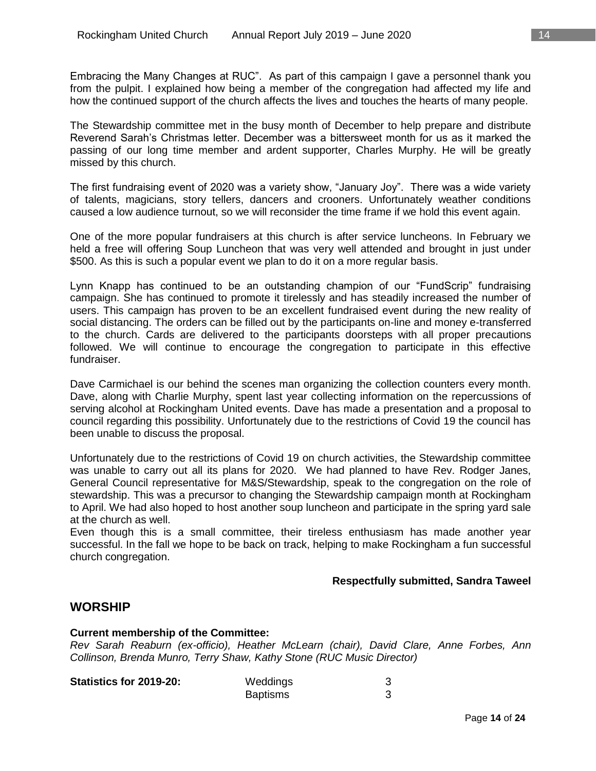Embracing the Many Changes at RUC". As part of this campaign I gave a personnel thank you from the pulpit. I explained how being a member of the congregation had affected my life and how the continued support of the church affects the lives and touches the hearts of many people.

The Stewardship committee met in the busy month of December to help prepare and distribute Reverend Sarah's Christmas letter. December was a bittersweet month for us as it marked the passing of our long time member and ardent supporter, Charles Murphy. He will be greatly missed by this church.

The first fundraising event of 2020 was a variety show, "January Joy". There was a wide variety of talents, magicians, story tellers, dancers and crooners. Unfortunately weather conditions caused a low audience turnout, so we will reconsider the time frame if we hold this event again.

One of the more popular fundraisers at this church is after service luncheons. In February we held a free will offering Soup Luncheon that was very well attended and brought in just under $500. As this is such a popular event we plan to do it on a more regular basis.

Lynn Knapp has continued to be an outstanding champion of our "FundScrip" fundraising campaign. She has continued to promote it tirelessly and has steadily increased the number of users. This campaign has proven to be an excellent fundraised event during the new reality of social distancing. The orders can be filled out by the participants on-line and money e-transferred to the church. Cards are delivered to the participants doorsteps with all proper precautions followed. We will continue to encourage the congregation to participate in this effective fundraiser.

Dave Carmichael is our behind the scenes man organizing the collection counters every month. Dave, along with Charlie Murphy, spent last year collecting information on the repercussions of serving alcohol at Rockingham United events. Dave has made a presentation and a proposal to council regarding this possibility. Unfortunately due to the restrictions of Covid 19 the council has been unable to discuss the proposal.

Unfortunately due to the restrictions of Covid 19 on church activities, the Stewardship committee was unable to carry out all its plans for 2020. We had planned to have Rev. Rodger Janes, General Council representative for M&S/Stewardship, speak to the congregation on the role of stewardship. This was a precursor to changing the Stewardship campaign month at Rockingham to April. We had also hoped to host another soup luncheon and participate in the spring yard sale at the church as well.
Even though this is a small committee, their tireless enthusiasm has made another year successful. In the fall we hope to be back on track, helping to make Rockingham a fun successful church congregation.

**Respectfully submitted, Sandra Taweel**

## WORSHIP

**Current membership of the Committee:**
*Rev Sarah Reaburn (ex-officio), Heather McLearn (chair), David Clare, Anne Forbes, Ann Collinson, Brenda Munro, Terry Shaw, Kathy Stone (RUC Music Director)*

| **Statistics for 2019-20:** | Weddings | 3 |
|---|---|---|
| | Baptisms | 3 |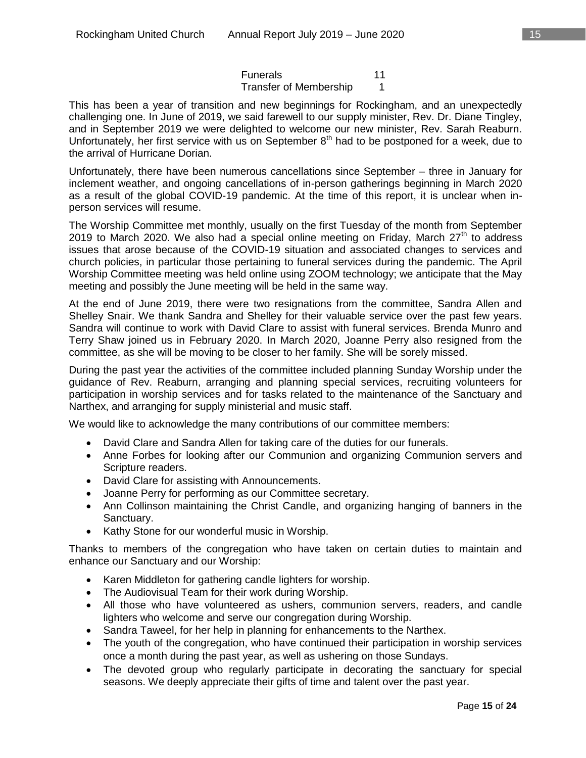| | |
|---|---|
| Funerals | 11 |
| Transfer of Membership | 1 |

This has been a year of transition and new beginnings for Rockingham, and an unexpectedly challenging one. In June of 2019, we said farewell to our supply minister, Rev. Dr. Diane Tingley, and in September 2019 we were delighted to welcome our new minister, Rev. Sarah Reaburn. Unfortunately, her first service with us on September 8th had to be postponed for a week, due to the arrival of Hurricane Dorian.

Unfortunately, there have been numerous cancellations since September – three in January for inclement weather, and ongoing cancellations of in-person gatherings beginning in March 2020 as a result of the global COVID-19 pandemic. At the time of this report, it is unclear when in-person services will resume.

The Worship Committee met monthly, usually on the first Tuesday of the month from September 2019 to March 2020. We also had a special online meeting on Friday, March 27th to address issues that arose because of the COVID-19 situation and associated changes to services and church policies, in particular those pertaining to funeral services during the pandemic. The April Worship Committee meeting was held online using ZOOM technology; we anticipate that the May meeting and possibly the June meeting will be held in the same way.

At the end of June 2019, there were two resignations from the committee, Sandra Allen and Shelley Snair. We thank Sandra and Shelley for their valuable service over the past few years. Sandra will continue to work with David Clare to assist with funeral services. Brenda Munro and Terry Shaw joined us in February 2020. In March 2020, Joanne Perry also resigned from the committee, as she will be moving to be closer to her family. She will be sorely missed.

During the past year the activities of the committee included planning Sunday Worship under the guidance of Rev. Reaburn, arranging and planning special services, recruiting volunteers for participation in worship services and for tasks related to the maintenance of the Sanctuary and Narthex, and arranging for supply ministerial and music staff.

We would like to acknowledge the many contributions of our committee members:

- David Clare and Sandra Allen for taking care of the duties for our funerals.
- Anne Forbes for looking after our Communion and organizing Communion servers and Scripture readers.
- David Clare for assisting with Announcements.
- Joanne Perry for performing as our Committee secretary.
- Ann Collinson maintaining the Christ Candle, and organizing hanging of banners in the Sanctuary.
- Kathy Stone for our wonderful music in Worship.

Thanks to members of the congregation who have taken on certain duties to maintain and enhance our Sanctuary and our Worship:

- Karen Middleton for gathering candle lighters for worship.
- The Audiovisual Team for their work during Worship.
- All those who have volunteered as ushers, communion servers, readers, and candle lighters who welcome and serve our congregation during Worship.
- Sandra Taweel, for her help in planning for enhancements to the Narthex.
- The youth of the congregation, who have continued their participation in worship services once a month during the past year, as well as ushering on those Sundays.
- The devoted group who regularly participate in decorating the sanctuary for special seasons. We deeply appreciate their gifts of time and talent over the past year.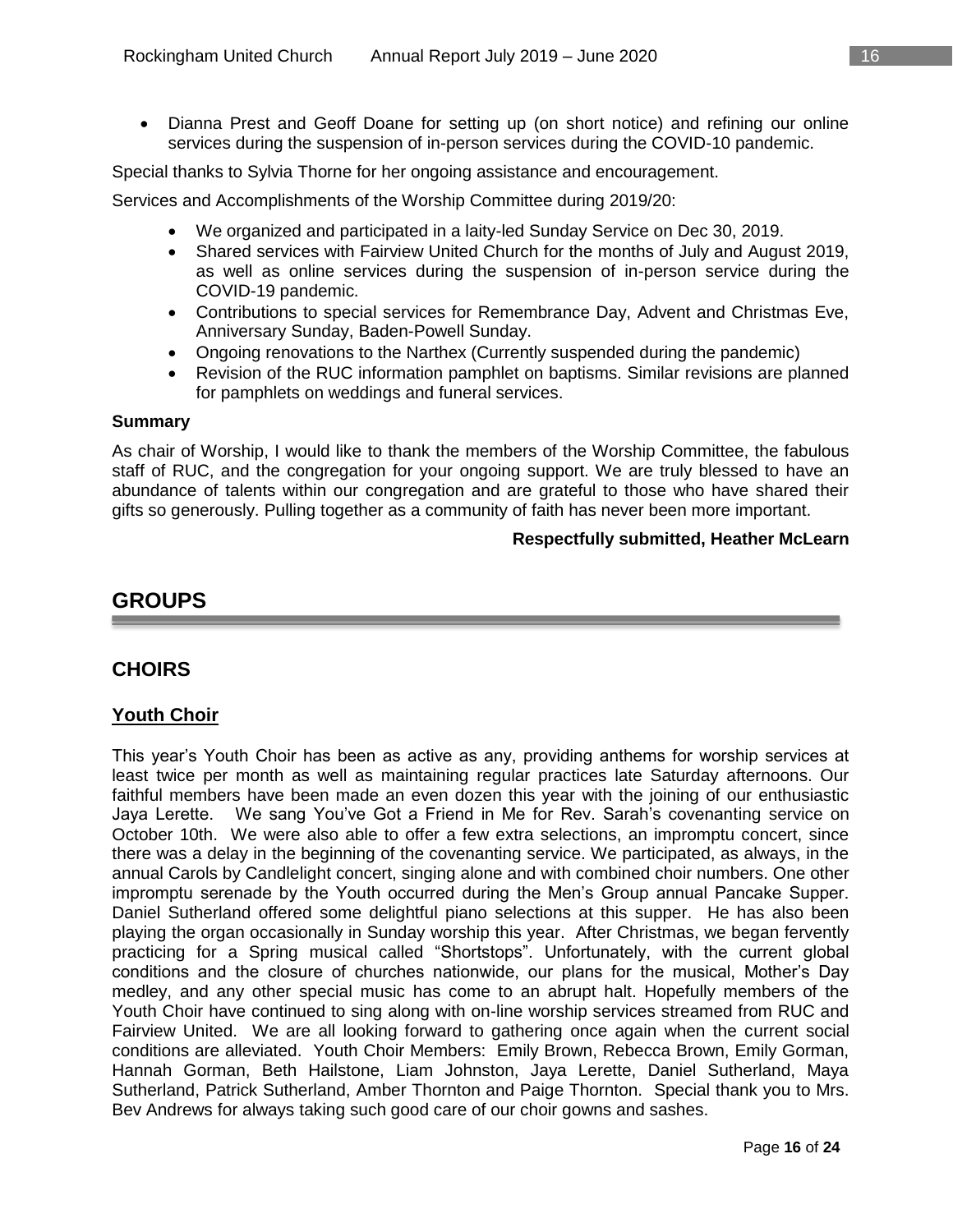- Dianna Prest and Geoff Doane for setting up (on short notice) and refining our online services during the suspension of in-person services during the COVID-10 pandemic.

Special thanks to Sylvia Thorne for her ongoing assistance and encouragement.

Services and Accomplishments of the Worship Committee during 2019/20:

- We organized and participated in a laity-led Sunday Service on Dec 30, 2019.
- Shared services with Fairview United Church for the months of July and August 2019, as well as online services during the suspension of in-person service during the COVID-19 pandemic.
- Contributions to special services for Remembrance Day, Advent and Christmas Eve, Anniversary Sunday, Baden-Powell Sunday.
- Ongoing renovations to the Narthex (Currently suspended during the pandemic)
- Revision of the RUC information pamphlet on baptisms. Similar revisions are planned for pamphlets on weddings and funeral services.

**Summary**

As chair of Worship, I would like to thank the members of the Worship Committee, the fabulous staff of RUC, and the congregation for your ongoing support. We are truly blessed to have an abundance of talents within our congregation and are grateful to those who have shared their gifts so generously. Pulling together as a community of faith has never been more important.

**Respectfully submitted, Heather McLearn**

# GROUPS

## CHOIRS

### Youth Choir

This year's Youth Choir has been as active as any, providing anthems for worship services at least twice per month as well as maintaining regular practices late Saturday afternoons. Our faithful members have been made an even dozen this year with the joining of our enthusiastic Jaya Lerette. We sang You've Got a Friend in Me for Rev. Sarah's covenanting service on October 10th. We were also able to offer a few extra selections, an impromptu concert, since there was a delay in the beginning of the covenanting service. We participated, as always, in the annual Carols by Candlelight concert, singing alone and with combined choir numbers. One other impromptu serenade by the Youth occurred during the Men's Group annual Pancake Supper. Daniel Sutherland offered some delightful piano selections at this supper. He has also been playing the organ occasionally in Sunday worship this year. After Christmas, we began fervently practicing for a Spring musical called "Shortstops". Unfortunately, with the current global conditions and the closure of churches nationwide, our plans for the musical, Mother's Day medley, and any other special music has come to an abrupt halt. Hopefully members of the Youth Choir have continued to sing along with on-line worship services streamed from RUC and Fairview United. We are all looking forward to gathering once again when the current social conditions are alleviated. Youth Choir Members: Emily Brown, Rebecca Brown, Emily Gorman, Hannah Gorman, Beth Hailstone, Liam Johnston, Jaya Lerette, Daniel Sutherland, Maya Sutherland, Patrick Sutherland, Amber Thornton and Paige Thornton. Special thank you to Mrs. Bev Andrews for always taking such good care of our choir gowns and sashes.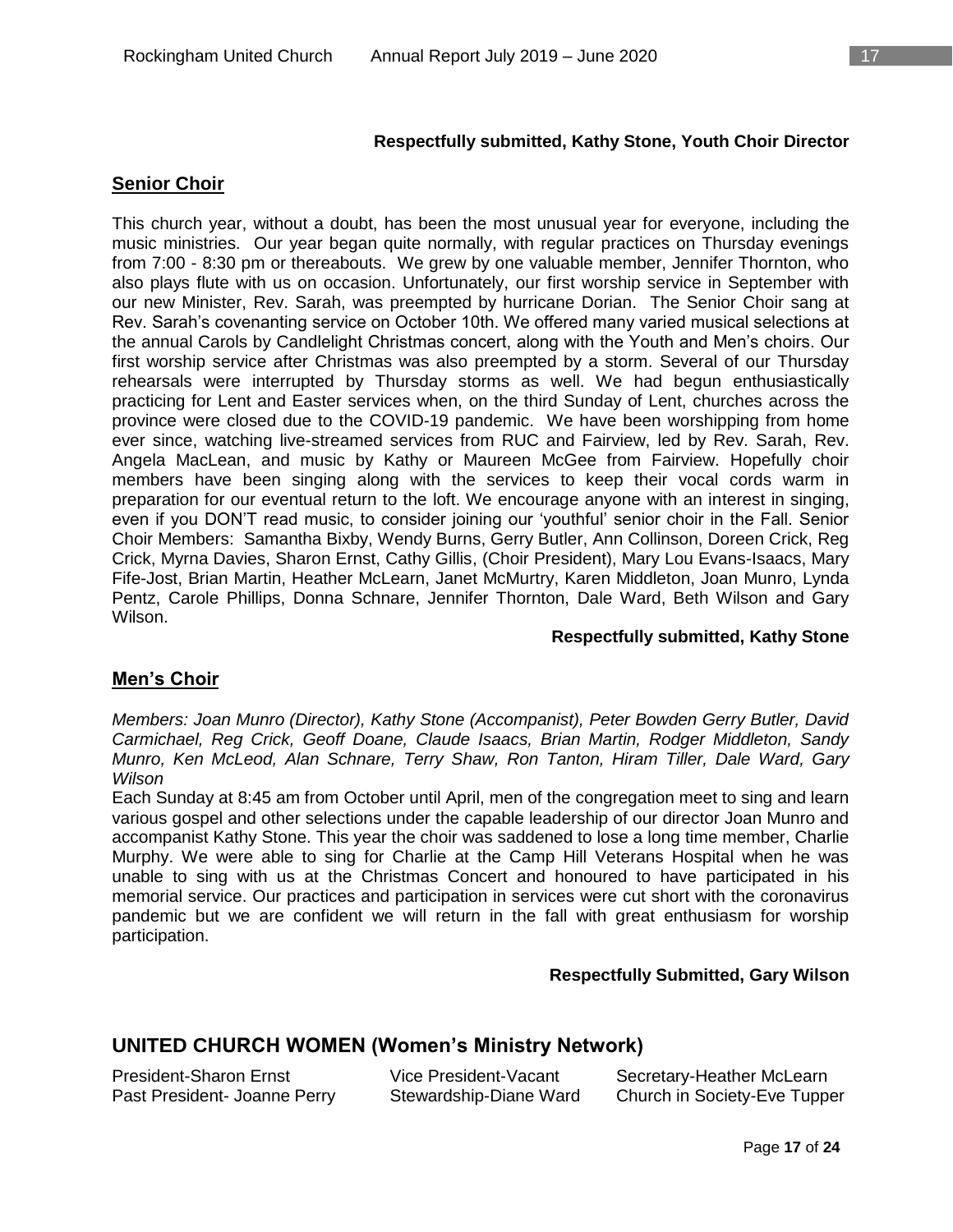**Respectfully submitted, Kathy Stone, Youth Choir Director**

## Senior Choir

This church year, without a doubt, has been the most unusual year for everyone, including the music ministries. Our year began quite normally, with regular practices on Thursday evenings from 7:00 - 8:30 pm or thereabouts. We grew by one valuable member, Jennifer Thornton, who also plays flute with us on occasion. Unfortunately, our first worship service in September with our new Minister, Rev. Sarah, was preempted by hurricane Dorian. The Senior Choir sang at Rev. Sarah's covenanting service on October 10th. We offered many varied musical selections at the annual Carols by Candlelight Christmas concert, along with the Youth and Men's choirs. Our first worship service after Christmas was also preempted by a storm. Several of our Thursday rehearsals were interrupted by Thursday storms as well. We had begun enthusiastically practicing for Lent and Easter services when, on the third Sunday of Lent, churches across the province were closed due to the COVID-19 pandemic. We have been worshipping from home ever since, watching live-streamed services from RUC and Fairview, led by Rev. Sarah, Rev. Angela MacLean, and music by Kathy or Maureen McGee from Fairview. Hopefully choir members have been singing along with the services to keep their vocal cords warm in preparation for our eventual return to the loft. We encourage anyone with an interest in singing, even if you DON'T read music, to consider joining our 'youthful' senior choir in the Fall. Senior Choir Members: Samantha Bixby, Wendy Burns, Gerry Butler, Ann Collinson, Doreen Crick, Reg Crick, Myrna Davies, Sharon Ernst, Cathy Gillis, (Choir President), Mary Lou Evans-Isaacs, Mary Fife-Jost, Brian Martin, Heather McLearn, Janet McMurtry, Karen Middleton, Joan Munro, Lynda Pentz, Carole Phillips, Donna Schnare, Jennifer Thornton, Dale Ward, Beth Wilson and Gary Wilson.

**Respectfully submitted, Kathy Stone**

## Men's Choir

*Members: Joan Munro (Director), Kathy Stone (Accompanist), Peter Bowden Gerry Butler, David Carmichael, Reg Crick, Geoff Doane, Claude Isaacs, Brian Martin, Rodger Middleton, Sandy Munro, Ken McLeod, Alan Schnare, Terry Shaw, Ron Tanton, Hiram Tiller, Dale Ward, Gary Wilson*

Each Sunday at 8:45 am from October until April, men of the congregation meet to sing and learn various gospel and other selections under the capable leadership of our director Joan Munro and accompanist Kathy Stone. This year the choir was saddened to lose a long time member, Charlie Murphy. We were able to sing for Charlie at the Camp Hill Veterans Hospital when he was unable to sing with us at the Christmas Concert and honoured to have participated in his memorial service. Our practices and participation in services were cut short with the coronavirus pandemic but we are confident we will return in the fall with great enthusiasm for worship participation.

**Respectfully Submitted, Gary Wilson**

# UNITED CHURCH WOMEN (Women's Ministry Network)

President-Sharon Ernst
Vice President-Vacant
Secretary-Heather McLearn
Past President- Joanne Perry
Stewardship-Diane Ward
Church in Society-Eve Tupper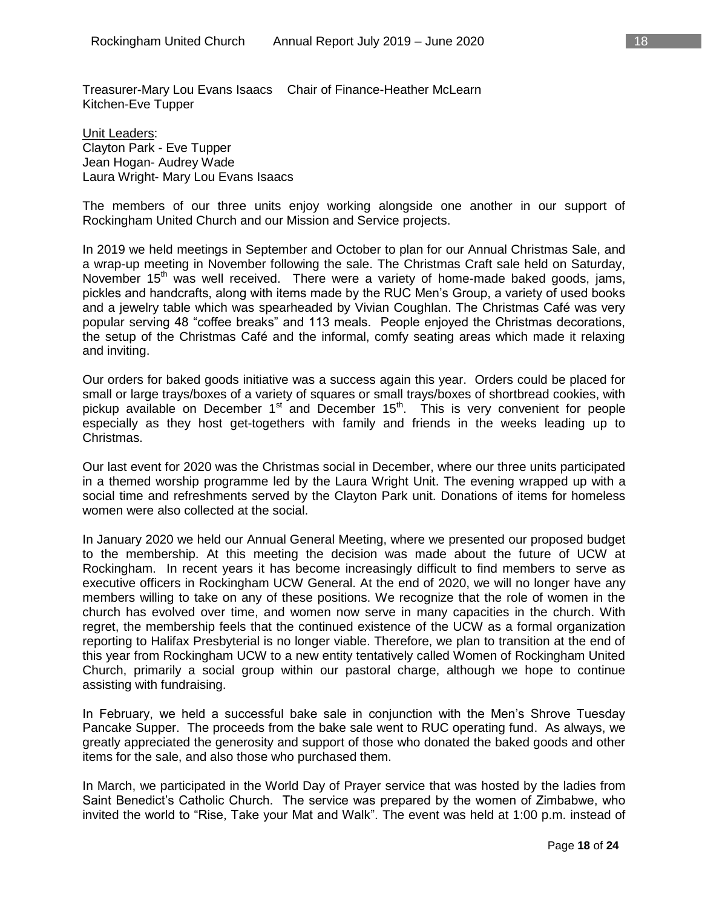Treasurer-Mary Lou Evans Isaacs    Chair of Finance-Heather McLearn
Kitchen-Eve Tupper

Unit Leaders:
Clayton Park - Eve Tupper
Jean Hogan- Audrey Wade
Laura Wright- Mary Lou Evans Isaacs

The members of our three units enjoy working alongside one another in our support of Rockingham United Church and our Mission and Service projects.

In 2019 we held meetings in September and October to plan for our Annual Christmas Sale, and a wrap-up meeting in November following the sale. The Christmas Craft sale held on Saturday, November 15th was well received. There were a variety of home-made baked goods, jams, pickles and handcrafts, along with items made by the RUC Men's Group, a variety of used books and a jewelry table which was spearheaded by Vivian Coughlan. The Christmas Café was very popular serving 48 "coffee breaks" and 113 meals. People enjoyed the Christmas decorations, the setup of the Christmas Café and the informal, comfy seating areas which made it relaxing and inviting.

Our orders for baked goods initiative was a success again this year. Orders could be placed for small or large trays/boxes of a variety of squares or small trays/boxes of shortbread cookies, with pickup available on December 1st and December 15th. This is very convenient for people especially as they host get-togethers with family and friends in the weeks leading up to Christmas.

Our last event for 2020 was the Christmas social in December, where our three units participated in a themed worship programme led by the Laura Wright Unit. The evening wrapped up with a social time and refreshments served by the Clayton Park unit. Donations of items for homeless women were also collected at the social.

In January 2020 we held our Annual General Meeting, where we presented our proposed budget to the membership. At this meeting the decision was made about the future of UCW at Rockingham. In recent years it has become increasingly difficult to find members to serve as executive officers in Rockingham UCW General. At the end of 2020, we will no longer have any members willing to take on any of these positions. We recognize that the role of women in the church has evolved over time, and women now serve in many capacities in the church. With regret, the membership feels that the continued existence of the UCW as a formal organization reporting to Halifax Presbyterial is no longer viable. Therefore, we plan to transition at the end of this year from Rockingham UCW to a new entity tentatively called Women of Rockingham United Church, primarily a social group within our pastoral charge, although we hope to continue assisting with fundraising.

In February, we held a successful bake sale in conjunction with the Men's Shrove Tuesday Pancake Supper. The proceeds from the bake sale went to RUC operating fund. As always, we greatly appreciated the generosity and support of those who donated the baked goods and other items for the sale, and also those who purchased them.

In March, we participated in the World Day of Prayer service that was hosted by the ladies from Saint Benedict's Catholic Church. The service was prepared by the women of Zimbabwe, who invited the world to "Rise, Take your Mat and Walk". The event was held at 1:00 p.m. instead of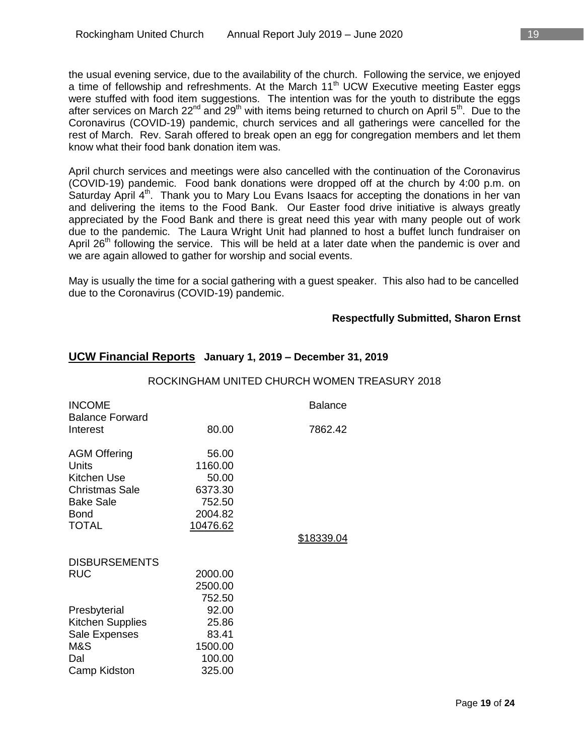the usual evening service, due to the availability of the church. Following the service, we enjoyed a time of fellowship and refreshments. At the March 11th UCW Executive meeting Easter eggs were stuffed with food item suggestions. The intention was for the youth to distribute the eggs after services on March 22nd and 29th with items being returned to church on April 5th. Due to the Coronavirus (COVID-19) pandemic, church services and all gatherings were cancelled for the rest of March. Rev. Sarah offered to break open an egg for congregation members and let them know what their food bank donation item was.

April church services and meetings were also cancelled with the continuation of the Coronavirus (COVID-19) pandemic. Food bank donations were dropped off at the church by 4:00 p.m. on Saturday April 4th. Thank you to Mary Lou Evans Isaacs for accepting the donations in her van and delivering the items to the Food Bank. Our Easter food drive initiative is always greatly appreciated by the Food Bank and there is great need this year with many people out of work due to the pandemic. The Laura Wright Unit had planned to host a buffet lunch fundraiser on April 26th following the service. This will be held at a later date when the pandemic is over and we are again allowed to gather for worship and social events.

May is usually the time for a social gathering with a guest speaker. This also had to be cancelled due to the Coronavirus (COVID-19) pandemic.

**Respectfully Submitted, Sharon Ernst**

## UCW Financial Reports **January 1, 2019 – December 31, 2019**

ROCKINGHAM UNITED CHURCH WOMEN TREASURY 2018

| INCOME | | Balance |
|---|---|---|
| Balance Forward | | |
| Interest | 80.00 | 7862.42 |
| | | |
| AGM Offering | 56.00 | |
| Units | 1160.00 | |
| Kitchen Use | 50.00 | |
| Christmas Sale | 6373.30 | |
| Bake Sale | 752.50 | |
| Bond | 2004.82 | |
| TOTAL | 10476.62 | |
| | | $18339.04 |
| | | |
| DISBURSEMENTS | | |
| RUC | 2000.00 | |
| | 2500.00 | |
| | 752.50 | |
| Presbyterial | 92.00 | |
| Kitchen Supplies | 25.86 | |
| Sale Expenses | 83.41 | |
| M&S | 1500.00 | |
| Dal | 100.00 | |
| Camp Kidston | 325.00 | |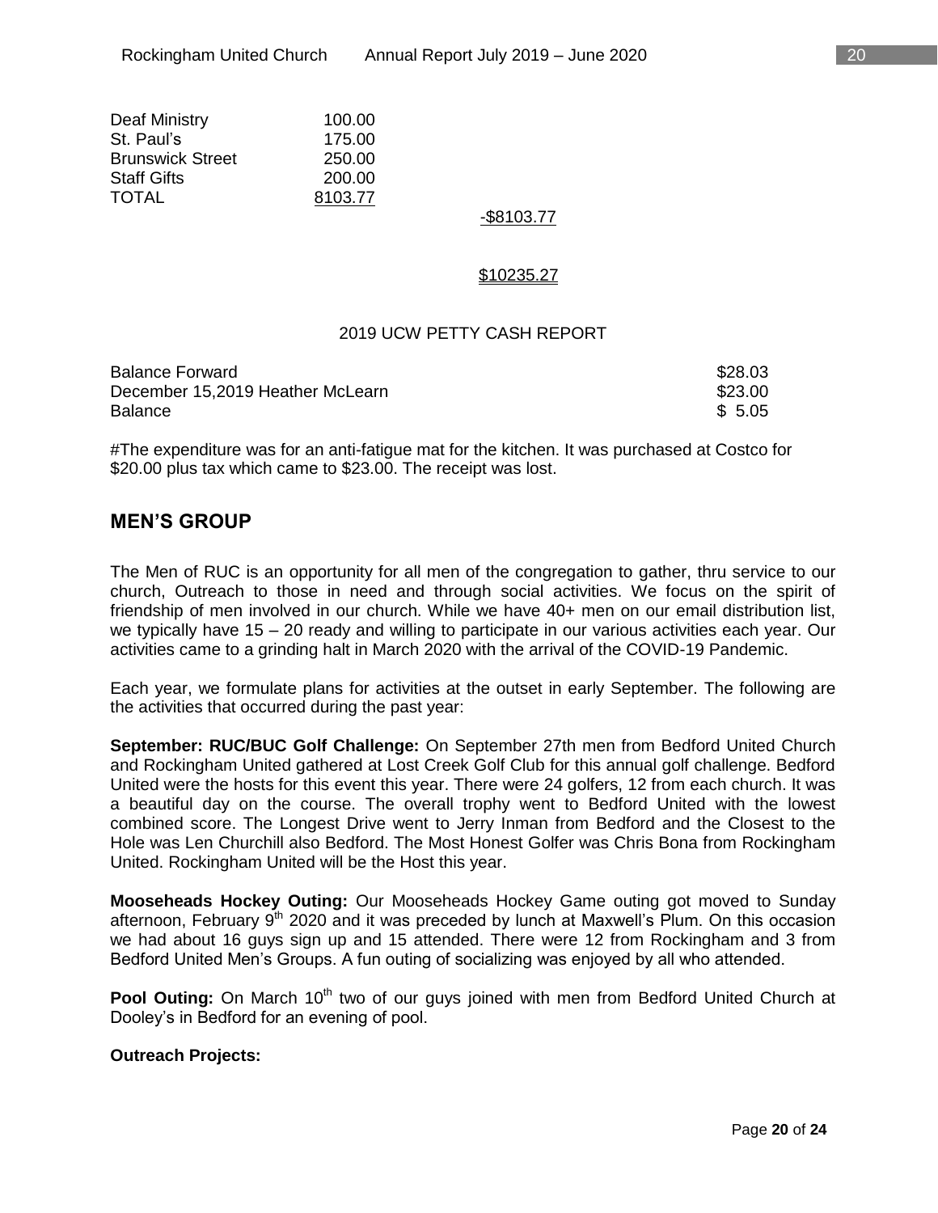| | |
|---|---|
| Deaf Ministry | 100.00 |
| St. Paul's | 175.00 |
| Brunswick Street | 250.00 |
| Staff Gifts | 200.00 |
| TOTAL | 8103.77 |

-$8103.77

$10235.27

2019 UCW PETTY CASH REPORT

| | |
|---|---|
| Balance Forward | $28.03 |
| December 15,2019 Heather McLearn | $23.00 |
| Balance | $ 5.05 |

#The expenditure was for an anti-fatigue mat for the kitchen. It was purchased at Costco for $20.00 plus tax which came to $23.00. The receipt was lost.

## MEN'S GROUP

The Men of RUC is an opportunity for all men of the congregation to gather, thru service to our church, Outreach to those in need and through social activities. We focus on the spirit of friendship of men involved in our church. While we have 40+ men on our email distribution list, we typically have 15 – 20 ready and willing to participate in our various activities each year. Our activities came to a grinding halt in March 2020 with the arrival of the COVID-19 Pandemic.

Each year, we formulate plans for activities at the outset in early September. The following are the activities that occurred during the past year:

**September: RUC/BUC Golf Challenge:** On September 27th men from Bedford United Church and Rockingham United gathered at Lost Creek Golf Club for this annual golf challenge. Bedford United were the hosts for this event this year. There were 24 golfers, 12 from each church. It was a beautiful day on the course. The overall trophy went to Bedford United with the lowest combined score. The Longest Drive went to Jerry Inman from Bedford and the Closest to the Hole was Len Churchill also Bedford. The Most Honest Golfer was Chris Bona from Rockingham United. Rockingham United will be the Host this year.

**Mooseheads Hockey Outing:** Our Mooseheads Hockey Game outing got moved to Sunday afternoon, February 9th 2020 and it was preceded by lunch at Maxwell's Plum. On this occasion we had about 16 guys sign up and 15 attended. There were 12 from Rockingham and 3 from Bedford United Men's Groups. A fun outing of socializing was enjoyed by all who attended.

**Pool Outing:** On March 10th two of our guys joined with men from Bedford United Church at Dooley's in Bedford for an evening of pool.

**Outreach Projects:**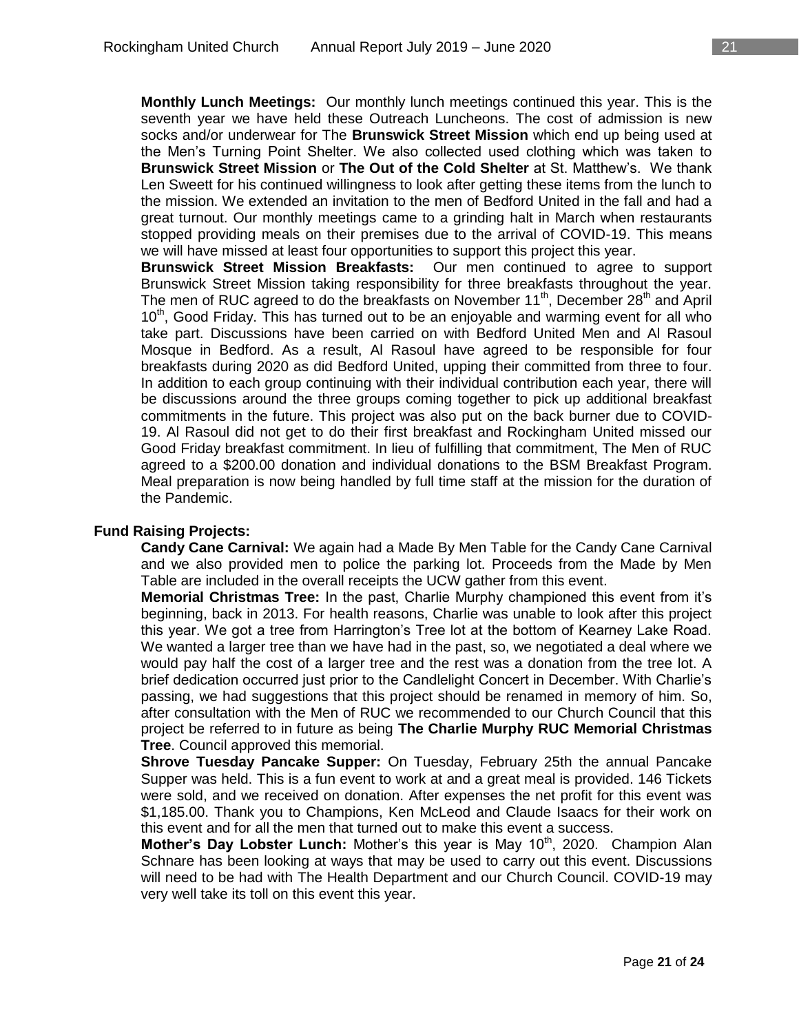**Monthly Lunch Meetings:** Our monthly lunch meetings continued this year. This is the seventh year we have held these Outreach Luncheons. The cost of admission is new socks and/or underwear for The **Brunswick Street Mission** which end up being used at the Men's Turning Point Shelter. We also collected used clothing which was taken to **Brunswick Street Mission** or **The Out of the Cold Shelter** at St. Matthew's. We thank Len Sweett for his continued willingness to look after getting these items from the lunch to the mission. We extended an invitation to the men of Bedford United in the fall and had a great turnout. Our monthly meetings came to a grinding halt in March when restaurants stopped providing meals on their premises due to the arrival of COVID-19. This means we will have missed at least four opportunities to support this project this year.

**Brunswick Street Mission Breakfasts:** Our men continued to agree to support Brunswick Street Mission taking responsibility for three breakfasts throughout the year. The men of RUC agreed to do the breakfasts on November 11th, December 28th and April 10th, Good Friday. This has turned out to be an enjoyable and warming event for all who take part. Discussions have been carried on with Bedford United Men and Al Rasoul Mosque in Bedford. As a result, Al Rasoul have agreed to be responsible for four breakfasts during 2020 as did Bedford United, upping their committed from three to four. In addition to each group continuing with their individual contribution each year, there will be discussions around the three groups coming together to pick up additional breakfast commitments in the future. This project was also put on the back burner due to COVID-19. Al Rasoul did not get to do their first breakfast and Rockingham United missed our Good Friday breakfast commitment. In lieu of fulfilling that commitment, The Men of RUC agreed to a $200.00 donation and individual donations to the BSM Breakfast Program. Meal preparation is now being handled by full time staff at the mission for the duration of the Pandemic.

**Fund Raising Projects:**

**Candy Cane Carnival:** We again had a Made By Men Table for the Candy Cane Carnival and we also provided men to police the parking lot. Proceeds from the Made by Men Table are included in the overall receipts the UCW gather from this event.

**Memorial Christmas Tree:** In the past, Charlie Murphy championed this event from it's beginning, back in 2013. For health reasons, Charlie was unable to look after this project this year. We got a tree from Harrington's Tree lot at the bottom of Kearney Lake Road. We wanted a larger tree than we have had in the past, so, we negotiated a deal where we would pay half the cost of a larger tree and the rest was a donation from the tree lot. A brief dedication occurred just prior to the Candlelight Concert in December. With Charlie's passing, we had suggestions that this project should be renamed in memory of him. So, after consultation with the Men of RUC we recommended to our Church Council that this project be referred to in future as being **The Charlie Murphy RUC Memorial Christmas Tree**. Council approved this memorial.

**Shrove Tuesday Pancake Supper:** On Tuesday, February 25th the annual Pancake Supper was held. This is a fun event to work at and a great meal is provided. 146 Tickets were sold, and we received on donation. After expenses the net profit for this event was $1,185.00. Thank you to Champions, Ken McLeod and Claude Isaacs for their work on this event and for all the men that turned out to make this event a success.

**Mother's Day Lobster Lunch:** Mother's this year is May 10th, 2020. Champion Alan Schnare has been looking at ways that may be used to carry out this event. Discussions will need to be had with The Health Department and our Church Council. COVID-19 may very well take its toll on this event this year.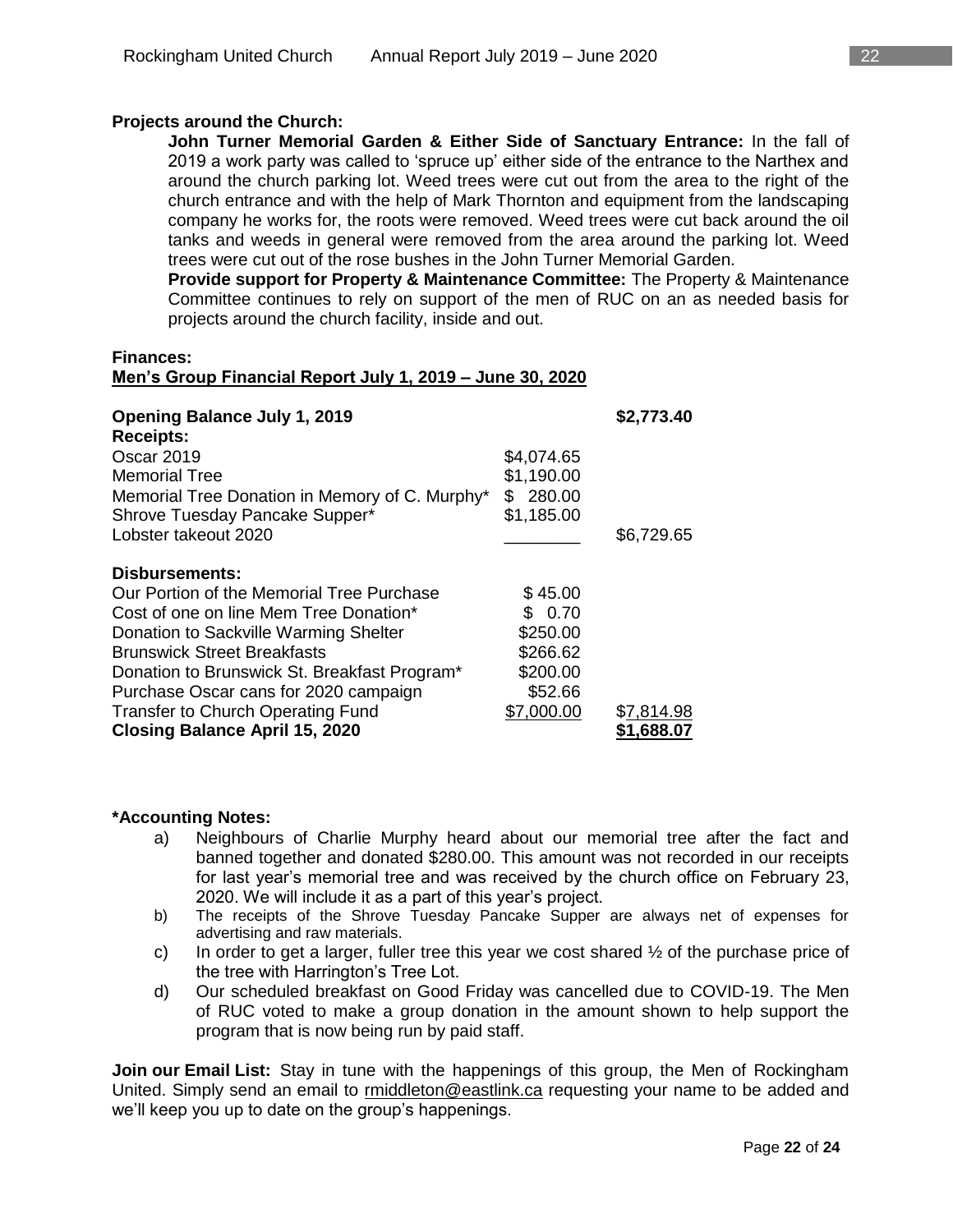**Projects around the Church:**

**John Turner Memorial Garden & Either Side of Sanctuary Entrance:** In the fall of 2019 a work party was called to 'spruce up' either side of the entrance to the Narthex and around the church parking lot. Weed trees were cut out from the area to the right of the church entrance and with the help of Mark Thornton and equipment from the landscaping company he works for, the roots were removed. Weed trees were cut back around the oil tanks and weeds in general were removed from the area around the parking lot. Weed trees were cut out of the rose bushes in the John Turner Memorial Garden.

**Provide support for Property & Maintenance Committee:** The Property & Maintenance Committee continues to rely on support of the men of RUC on an as needed basis for projects around the church facility, inside and out.

**Finances:**

**Men's Group Financial Report July 1, 2019 – June 30, 2020**

| | | |
|---|---|---|
| **Opening Balance July 1, 2019** | | **$2,773.40** |
| **Receipts:** | | |
| Oscar 2019 | $4,074.65 | |
| Memorial Tree | $1,190.00 | |
| Memorial Tree Donation in Memory of C. Murphy* | $ 280.00 | |
| Shrove Tuesday Pancake Supper* | $1,185.00 | |
| Lobster takeout 2020 | ________ | $6,729.65 |
| **Disbursements:** | | |
| Our Portion of the Memorial Tree Purchase | $ 45.00 | |
| Cost of one on line Mem Tree Donation* | $ 0.70 | |
| Donation to Sackville Warming Shelter | $250.00 | |
| Brunswick Street Breakfasts | $266.62 | |
| Donation to Brunswick St. Breakfast Program* | $200.00 | |
| Purchase Oscar cans for 2020 campaign | $52.66 | |
| Transfer to Church Operating Fund | $7,000.00 | $7,814.98 |
| **Closing Balance April 15, 2020** | | **$1,688.07** |

**\*Accounting Notes:**

a) Neighbours of Charlie Murphy heard about our memorial tree after the fact and banned together and donated $280.00. This amount was not recorded in our receipts for last year's memorial tree and was received by the church office on February 23, 2020. We will include it as a part of this year's project.

b) The receipts of the Shrove Tuesday Pancake Supper are always net of expenses for advertising and raw materials.

c) In order to get a larger, fuller tree this year we cost shared ½ of the purchase price of the tree with Harrington's Tree Lot.

d) Our scheduled breakfast on Good Friday was cancelled due to COVID-19. The Men of RUC voted to make a group donation in the amount shown to help support the program that is now being run by paid staff.

**Join our Email List:** Stay in tune with the happenings of this group, the Men of Rockingham United. Simply send an email to rmiddleton@eastlink.ca requesting your name to be added and we'll keep you up to date on the group's happenings.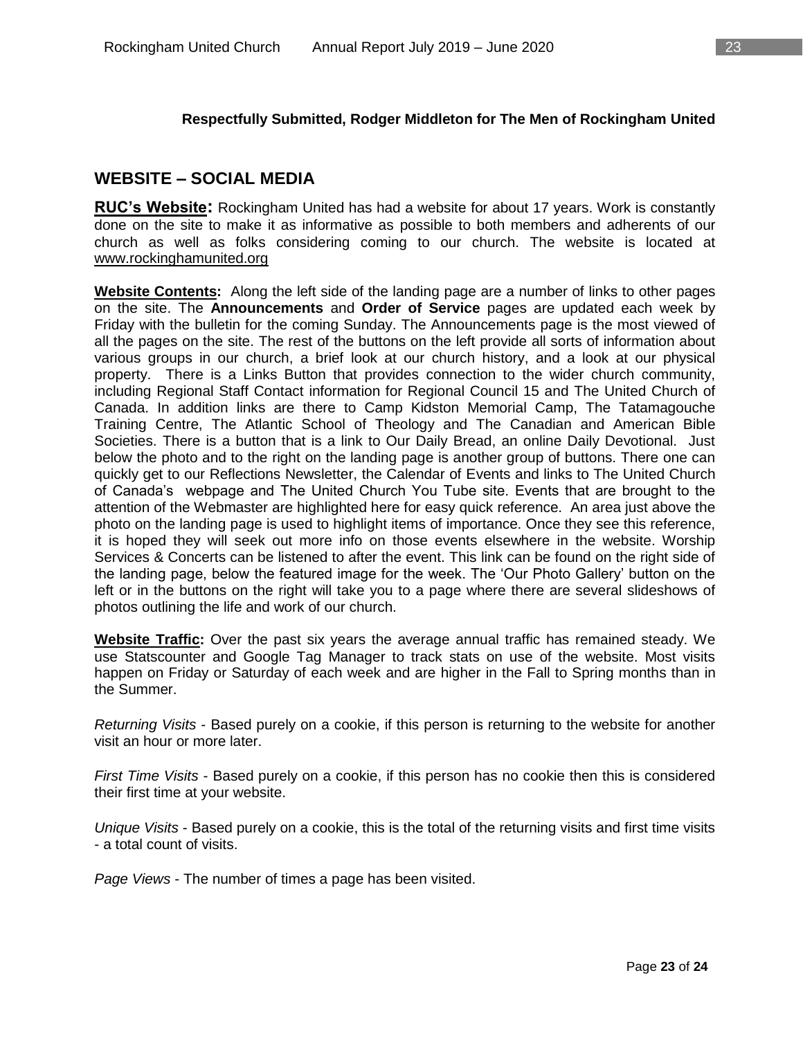**Respectfully Submitted, Rodger Middleton for The Men of Rockingham United**

## WEBSITE – SOCIAL MEDIA

**RUC's Website:** Rockingham United has had a website for about 17 years. Work is constantly done on the site to make it as informative as possible to both members and adherents of our church as well as folks considering coming to our church. The website is located at www.rockinghamunited.org

**Website Contents:** Along the left side of the landing page are a number of links to other pages on the site. The **Announcements** and **Order of Service** pages are updated each week by Friday with the bulletin for the coming Sunday. The Announcements page is the most viewed of all the pages on the site. The rest of the buttons on the left provide all sorts of information about various groups in our church, a brief look at our church history, and a look at our physical property. There is a Links Button that provides connection to the wider church community, including Regional Staff Contact information for Regional Council 15 and The United Church of Canada. In addition links are there to Camp Kidston Memorial Camp, The Tatamagouche Training Centre, The Atlantic School of Theology and The Canadian and American Bible Societies. There is a button that is a link to Our Daily Bread, an online Daily Devotional. Just below the photo and to the right on the landing page is another group of buttons. There one can quickly get to our Reflections Newsletter, the Calendar of Events and links to The United Church of Canada's webpage and The United Church You Tube site. Events that are brought to the attention of the Webmaster are highlighted here for easy quick reference. An area just above the photo on the landing page is used to highlight items of importance. Once they see this reference, it is hoped they will seek out more info on those events elsewhere in the website. Worship Services & Concerts can be listened to after the event. This link can be found on the right side of the landing page, below the featured image for the week. The 'Our Photo Gallery' button on the left or in the buttons on the right will take you to a page where there are several slideshows of photos outlining the life and work of our church.

**Website Traffic:** Over the past six years the average annual traffic has remained steady. We use Statscounter and Google Tag Manager to track stats on use of the website. Most visits happen on Friday or Saturday of each week and are higher in the Fall to Spring months than in the Summer.

*Returning Visits* - Based purely on a cookie, if this person is returning to the website for another visit an hour or more later.

*First Time Visits* - Based purely on a cookie, if this person has no cookie then this is considered their first time at your website.

*Unique Visits* - Based purely on a cookie, this is the total of the returning visits and first time visits - a total count of visits.

*Page Views* - The number of times a page has been visited.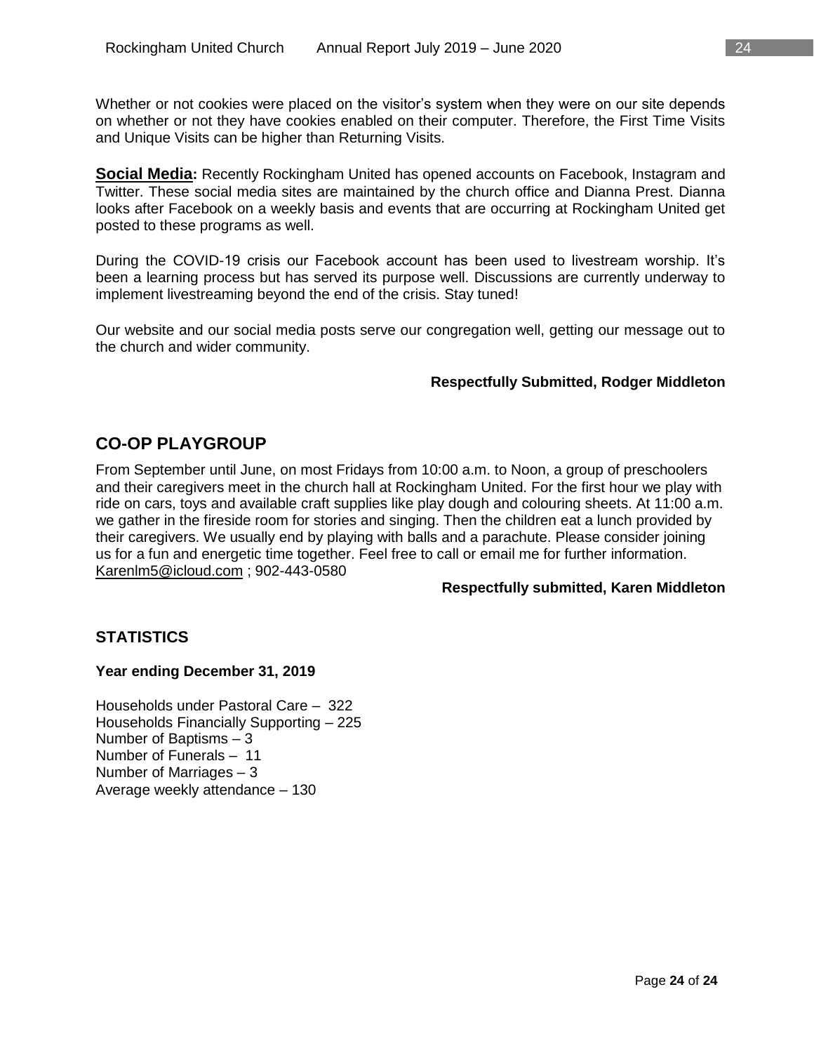Whether or not cookies were placed on the visitor's system when they were on our site depends on whether or not they have cookies enabled on their computer. Therefore, the First Time Visits and Unique Visits can be higher than Returning Visits.

**Social Media:** Recently Rockingham United has opened accounts on Facebook, Instagram and Twitter. These social media sites are maintained by the church office and Dianna Prest. Dianna looks after Facebook on a weekly basis and events that are occurring at Rockingham United get posted to these programs as well.

During the COVID-19 crisis our Facebook account has been used to livestream worship. It's been a learning process but has served its purpose well. Discussions are currently underway to implement livestreaming beyond the end of the crisis. Stay tuned!

Our website and our social media posts serve our congregation well, getting our message out to the church and wider community.

**Respectfully Submitted, Rodger Middleton**

## CO-OP PLAYGROUP

From September until June, on most Fridays from 10:00 a.m. to Noon, a group of preschoolers and their caregivers meet in the church hall at Rockingham United. For the first hour we play with ride on cars, toys and available craft supplies like play dough and colouring sheets. At 11:00 a.m. we gather in the fireside room for stories and singing. Then the children eat a lunch provided by their caregivers. We usually end by playing with balls and a parachute. Please consider joining us for a fun and energetic time together. Feel free to call or email me for further information. Karenlm5@icloud.com ; 902-443-0580

**Respectfully submitted, Karen Middleton**

## STATISTICS

**Year ending December 31, 2019**

Households under Pastoral Care – 322
Households Financially Supporting – 225
Number of Baptisms – 3
Number of Funerals – 11
Number of Marriages – 3
Average weekly attendance – 130